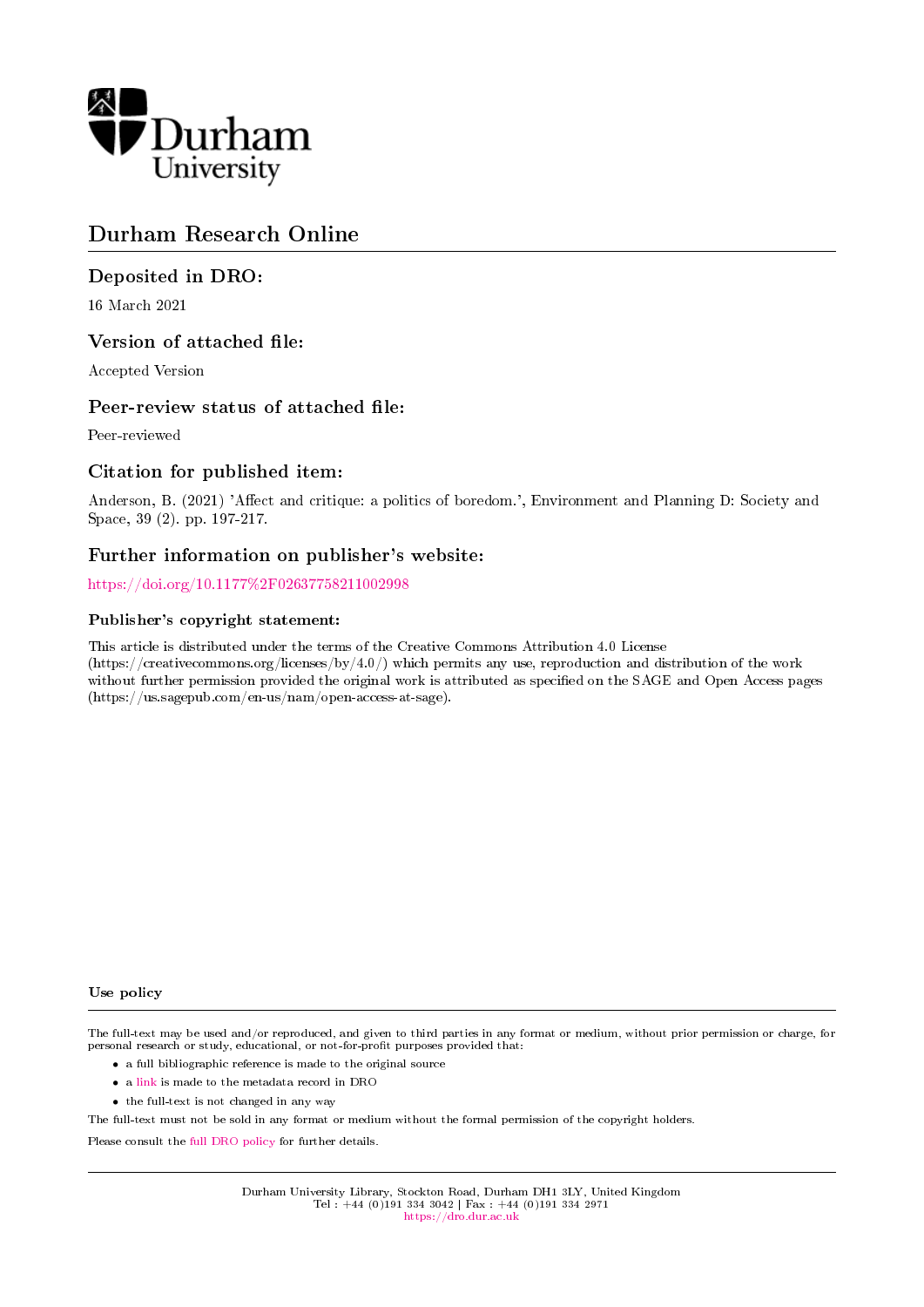# Durham Research Online

## Deposited in DRO:

16 March 2021

## Version of attached file:

Accepted Version

## Peer-review status of attached file:

Peer-reviewed

## Citation for published item:

Anderson, B. (2021) 'Affect and critique: a politics of boredom.', Environment and Planning D: Society and Space, 39 (2). pp. 197-217.

## Further information on publisher's website:

https://doi.org/10.1177%2F02637758211002998

### Publisher's copyright statement:

This article is distributed under the terms of the Creative Commons Attribution 4.0 License (https://creativecommons.org/licenses/by/4.0/) which permits any use, reproduction and distribution of the work without further permission provided the original work is attributed as specified on the SAGE and Open Access pages (https://us.sagepub.com/en-us/nam/open-access-at-sage).

### Use policy

The full-text may be used and/or reproduced, and given to third parties in any format or medium, without prior permission or charge, for personal research or study, educational, or not-for-profit purposes provided that:

- a full bibliographic reference is made to the original source
- a link is made to the metadata record in DRO
- the full-text is not changed in any way

The full-text must not be sold in any format or medium without the formal permission of the copyright holders.

Please consult the full DRO policy for further details.

Durham University Library, Stockton Road, Durham DH1 3LY, United Kingdom
Tel : +44 (0)191 334 3042 | Fax : +44 (0)191 334 2971
https://dro.dur.ac.uk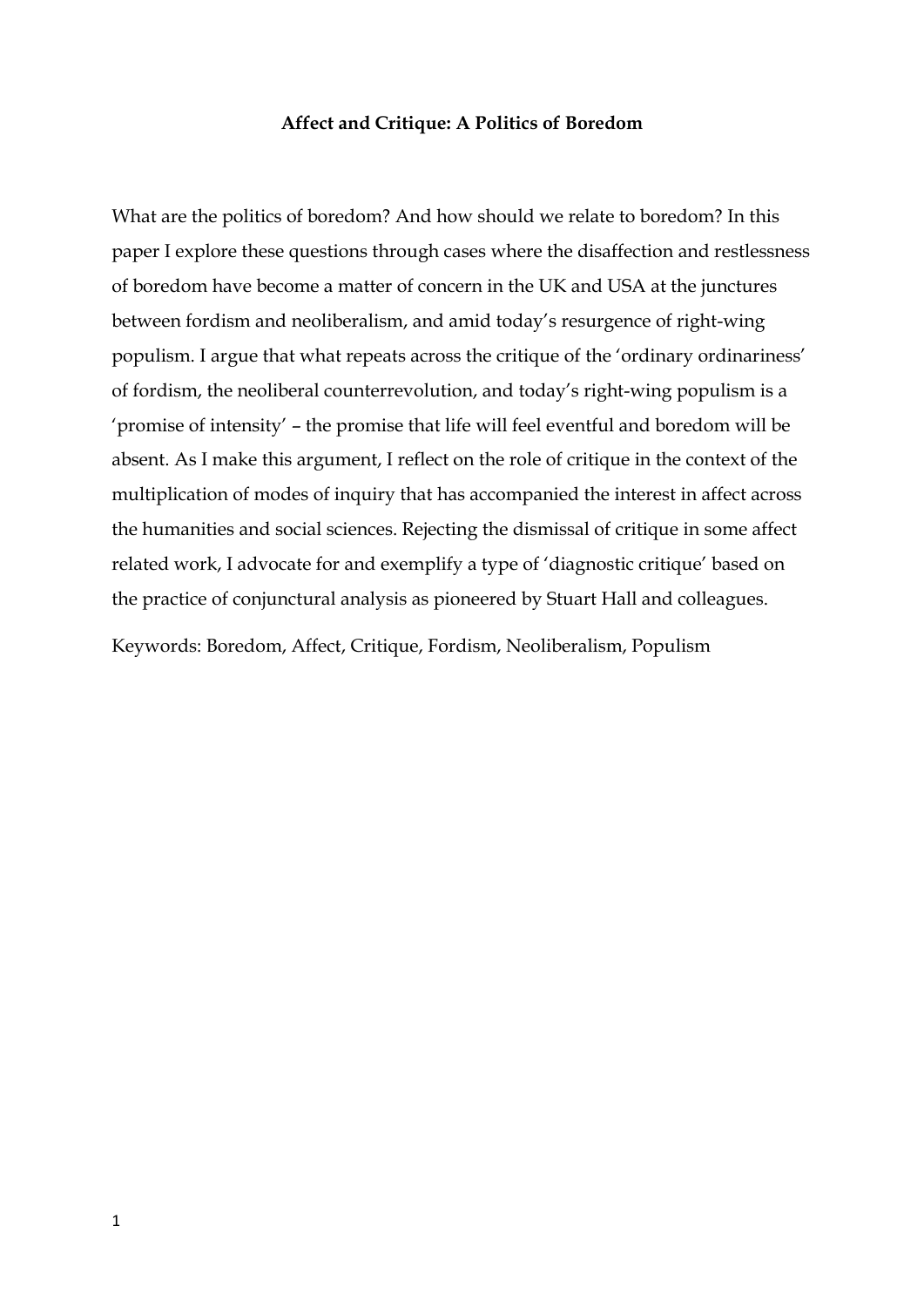**Affect and Critique: A Politics of Boredom**

What are the politics of boredom? And how should we relate to boredom? In this paper I explore these questions through cases where the disaffection and restlessness of boredom have become a matter of concern in the UK and USA at the junctures between fordism and neoliberalism, and amid today's resurgence of right-wing populism. I argue that what repeats across the critique of the 'ordinary ordinariness' of fordism, the neoliberal counterrevolution, and today's right-wing populism is a 'promise of intensity' – the promise that life will feel eventful and boredom will be absent. As I make this argument, I reflect on the role of critique in the context of the multiplication of modes of inquiry that has accompanied the interest in affect across the humanities and social sciences. Rejecting the dismissal of critique in some affect related work, I advocate for and exemplify a type of 'diagnostic critique' based on the practice of conjunctural analysis as pioneered by Stuart Hall and colleagues.

Keywords: Boredom, Affect, Critique, Fordism, Neoliberalism, Populism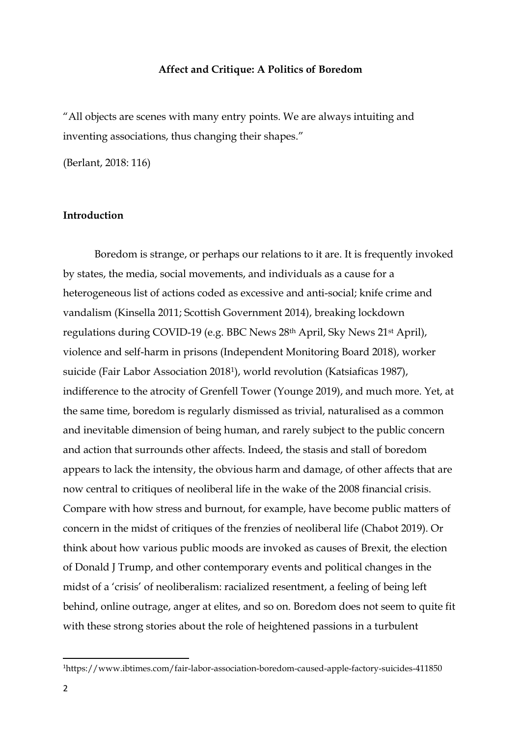**Affect and Critique: A Politics of Boredom**

"All objects are scenes with many entry points. We are always intuiting and inventing associations, thus changing their shapes."

(Berlant, 2018: 116)

**Introduction**

Boredom is strange, or perhaps our relations to it are. It is frequently invoked by states, the media, social movements, and individuals as a cause for a heterogeneous list of actions coded as excessive and anti-social; knife crime and vandalism (Kinsella 2011; Scottish Government 2014), breaking lockdown regulations during COVID-19 (e.g. BBC News 28th April, Sky News 21st April), violence and self-harm in prisons (Independent Monitoring Board 2018), worker suicide (Fair Labor Association 2018[1]), world revolution (Katsiaficas 1987), indifference to the atrocity of Grenfell Tower (Younge 2019), and much more. Yet, at the same time, boredom is regularly dismissed as trivial, naturalised as a common and inevitable dimension of being human, and rarely subject to the public concern and action that surrounds other affects. Indeed, the stasis and stall of boredom appears to lack the intensity, the obvious harm and damage, of other affects that are now central to critiques of neoliberal life in the wake of the 2008 financial crisis. Compare with how stress and burnout, for example, have become public matters of concern in the midst of critiques of the frenzies of neoliberal life (Chabot 2019). Or think about how various public moods are invoked as causes of Brexit, the election of Donald J Trump, and other contemporary events and political changes in the midst of a 'crisis' of neoliberalism: racialized resentment, a feeling of being left behind, online outrage, anger at elites, and so on. Boredom does not seem to quite fit with these strong stories about the role of heightened passions in a turbulent

[1]https://www.ibtimes.com/fair-labor-association-boredom-caused-apple-factory-suicides-411850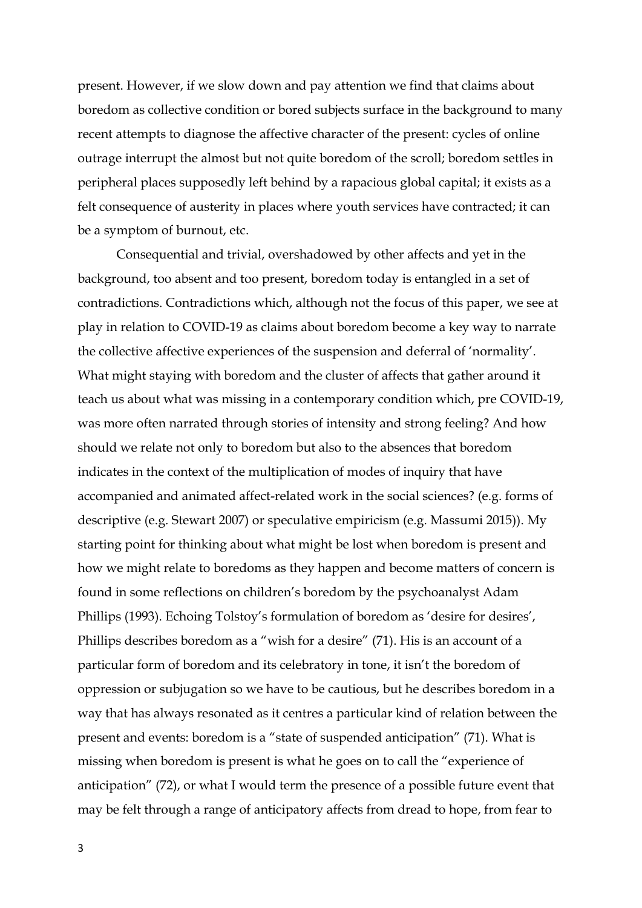present. However, if we slow down and pay attention we find that claims about boredom as collective condition or bored subjects surface in the background to many recent attempts to diagnose the affective character of the present: cycles of online outrage interrupt the almost but not quite boredom of the scroll; boredom settles in peripheral places supposedly left behind by a rapacious global capital; it exists as a felt consequence of austerity in places where youth services have contracted; it can be a symptom of burnout, etc.

Consequential and trivial, overshadowed by other affects and yet in the background, too absent and too present, boredom today is entangled in a set of contradictions. Contradictions which, although not the focus of this paper, we see at play in relation to COVID-19 as claims about boredom become a key way to narrate the collective affective experiences of the suspension and deferral of 'normality'. What might staying with boredom and the cluster of affects that gather around it teach us about what was missing in a contemporary condition which, pre COVID-19, was more often narrated through stories of intensity and strong feeling? And how should we relate not only to boredom but also to the absences that boredom indicates in the context of the multiplication of modes of inquiry that have accompanied and animated affect-related work in the social sciences? (e.g. forms of descriptive (e.g. Stewart 2007) or speculative empiricism (e.g. Massumi 2015)). My starting point for thinking about what might be lost when boredom is present and how we might relate to boredoms as they happen and become matters of concern is found in some reflections on children's boredom by the psychoanalyst Adam Phillips (1993). Echoing Tolstoy's formulation of boredom as 'desire for desires', Phillips describes boredom as a "wish for a desire" (71). His is an account of a particular form of boredom and its celebratory in tone, it isn't the boredom of oppression or subjugation so we have to be cautious, but he describes boredom in a way that has always resonated as it centres a particular kind of relation between the present and events: boredom is a "state of suspended anticipation" (71). What is missing when boredom is present is what he goes on to call the "experience of anticipation" (72), or what I would term the presence of a possible future event that may be felt through a range of anticipatory affects from dread to hope, from fear to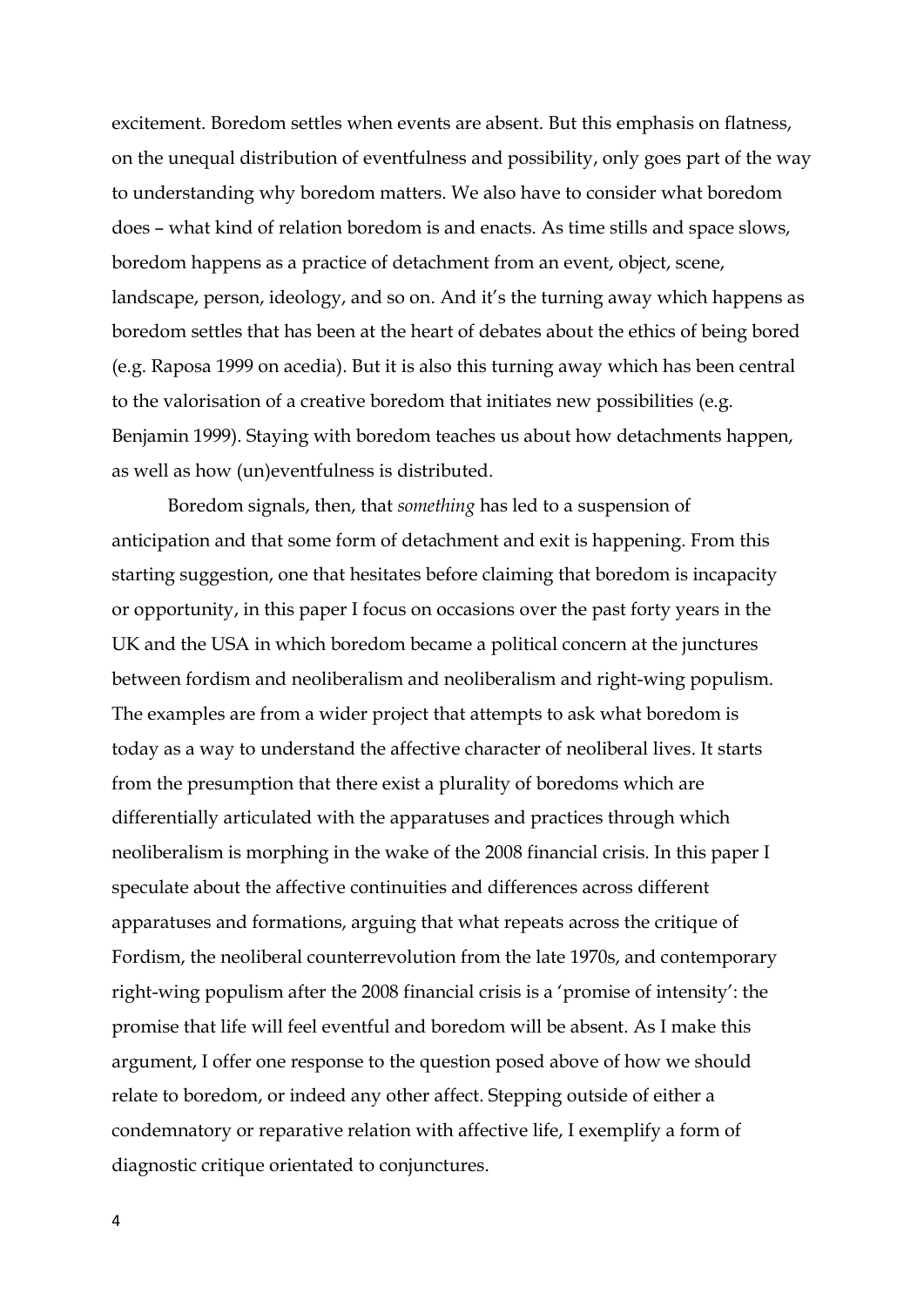excitement. Boredom settles when events are absent. But this emphasis on flatness, on the unequal distribution of eventfulness and possibility, only goes part of the way to understanding why boredom matters. We also have to consider what boredom does – what kind of relation boredom is and enacts. As time stills and space slows, boredom happens as a practice of detachment from an event, object, scene, landscape, person, ideology, and so on. And it's the turning away which happens as boredom settles that has been at the heart of debates about the ethics of being bored (e.g. Raposa 1999 on acedia). But it is also this turning away which has been central to the valorisation of a creative boredom that initiates new possibilities (e.g. Benjamin 1999). Staying with boredom teaches us about how detachments happen, as well as how (un)eventfulness is distributed.

Boredom signals, then, that *something* has led to a suspension of anticipation and that some form of detachment and exit is happening. From this starting suggestion, one that hesitates before claiming that boredom is incapacity or opportunity, in this paper I focus on occasions over the past forty years in the UK and the USA in which boredom became a political concern at the junctures between fordism and neoliberalism and neoliberalism and right-wing populism. The examples are from a wider project that attempts to ask what boredom is today as a way to understand the affective character of neoliberal lives. It starts from the presumption that there exist a plurality of boredoms which are differentially articulated with the apparatuses and practices through which neoliberalism is morphing in the wake of the 2008 financial crisis. In this paper I speculate about the affective continuities and differences across different apparatuses and formations, arguing that what repeats across the critique of Fordism, the neoliberal counterrevolution from the late 1970s, and contemporary right-wing populism after the 2008 financial crisis is a 'promise of intensity': the promise that life will feel eventful and boredom will be absent. As I make this argument, I offer one response to the question posed above of how we should relate to boredom, or indeed any other affect. Stepping outside of either a condemnatory or reparative relation with affective life, I exemplify a form of diagnostic critique orientated to conjunctures.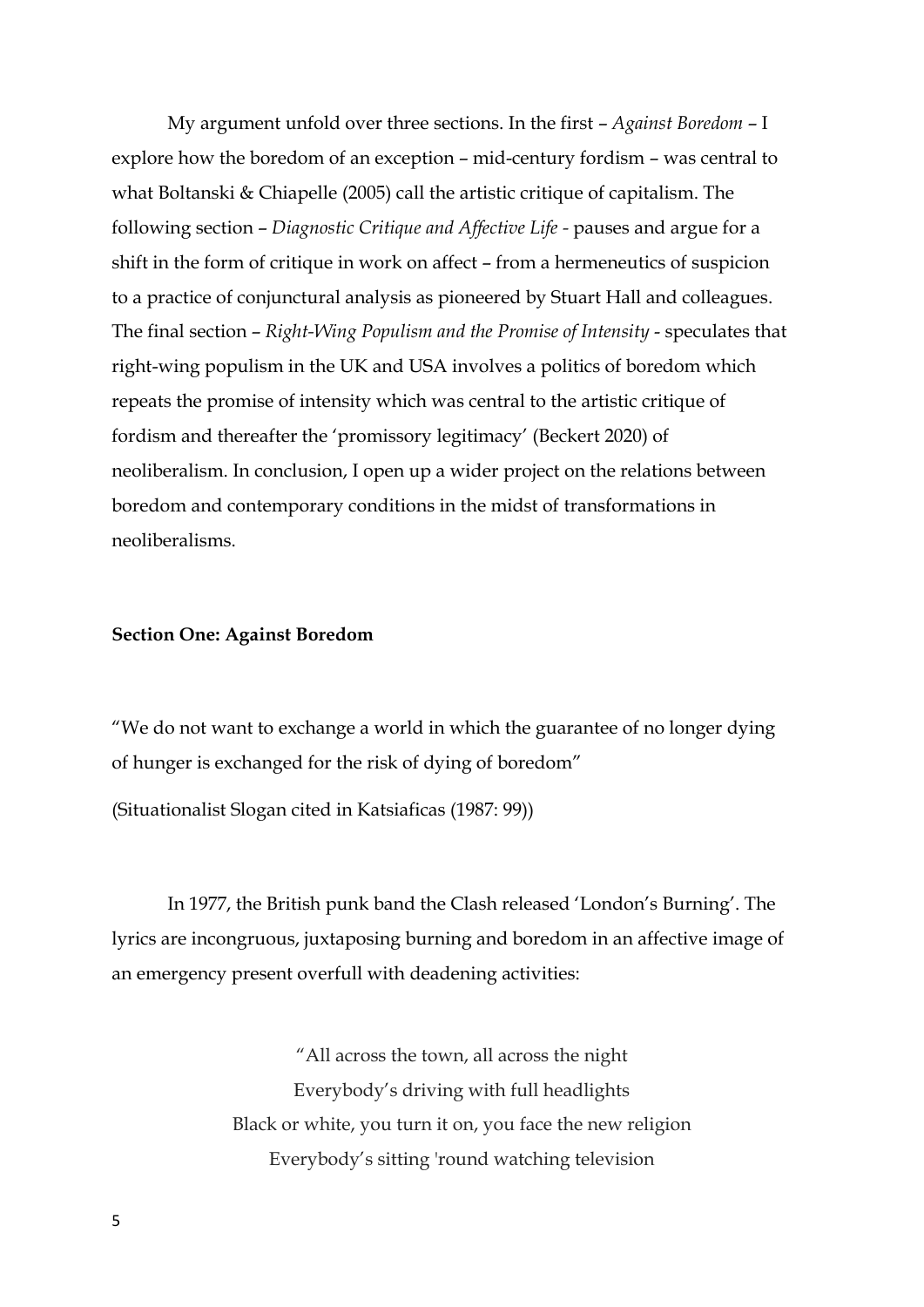My argument unfold over three sections. In the first – *Against Boredom* – I explore how the boredom of an exception – mid-century fordism – was central to what Boltanski & Chiapelle (2005) call the artistic critique of capitalism. The following section – *Diagnostic Critique and Affective Life* - pauses and argue for a shift in the form of critique in work on affect – from a hermeneutics of suspicion to a practice of conjunctural analysis as pioneered by Stuart Hall and colleagues. The final section – *Right-Wing Populism and the Promise of Intensity* - speculates that right-wing populism in the UK and USA involves a politics of boredom which repeats the promise of intensity which was central to the artistic critique of fordism and thereafter the 'promissory legitimacy' (Beckert 2020) of neoliberalism. In conclusion, I open up a wider project on the relations between boredom and contemporary conditions in the midst of transformations in neoliberalisms.

**Section One: Against Boredom**

"We do not want to exchange a world in which the guarantee of no longer dying of hunger is exchanged for the risk of dying of boredom"

(Situationalist Slogan cited in Katsiaficas (1987: 99))

In 1977, the British punk band the Clash released 'London's Burning'. The lyrics are incongruous, juxtaposing burning and boredom in an affective image of an emergency present overfull with deadening activities:

"All across the town, all across the night
Everybody's driving with full headlights
Black or white, you turn it on, you face the new religion
Everybody's sitting 'round watching television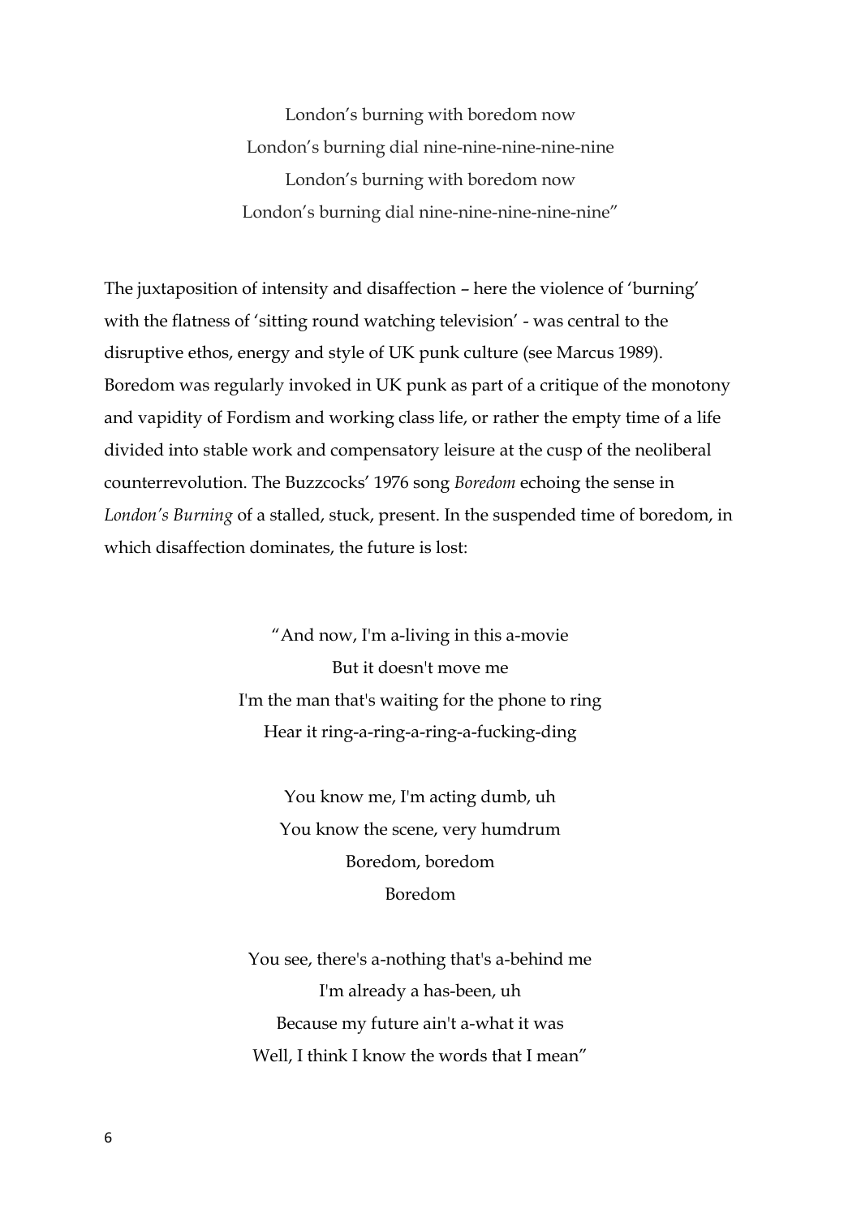London's burning with boredom now
London's burning dial nine-nine-nine-nine-nine
London's burning with boredom now
London's burning dial nine-nine-nine-nine-nine"

The juxtaposition of intensity and disaffection – here the violence of 'burning' with the flatness of 'sitting round watching television' - was central to the disruptive ethos, energy and style of UK punk culture (see Marcus 1989). Boredom was regularly invoked in UK punk as part of a critique of the monotony and vapidity of Fordism and working class life, or rather the empty time of a life divided into stable work and compensatory leisure at the cusp of the neoliberal counterrevolution. The Buzzcocks' 1976 song *Boredom* echoing the sense in *London's Burning* of a stalled, stuck, present. In the suspended time of boredom, in which disaffection dominates, the future is lost:

"And now, I'm a-living in this a-movie
But it doesn't move me
I'm the man that's waiting for the phone to ring
Hear it ring-a-ring-a-ring-a-fucking-ding

You know me, I'm acting dumb, uh
You know the scene, very humdrum
Boredom, boredom
Boredom

You see, there's a-nothing that's a-behind me
I'm already a has-been, uh
Because my future ain't a-what it was
Well, I think I know the words that I mean"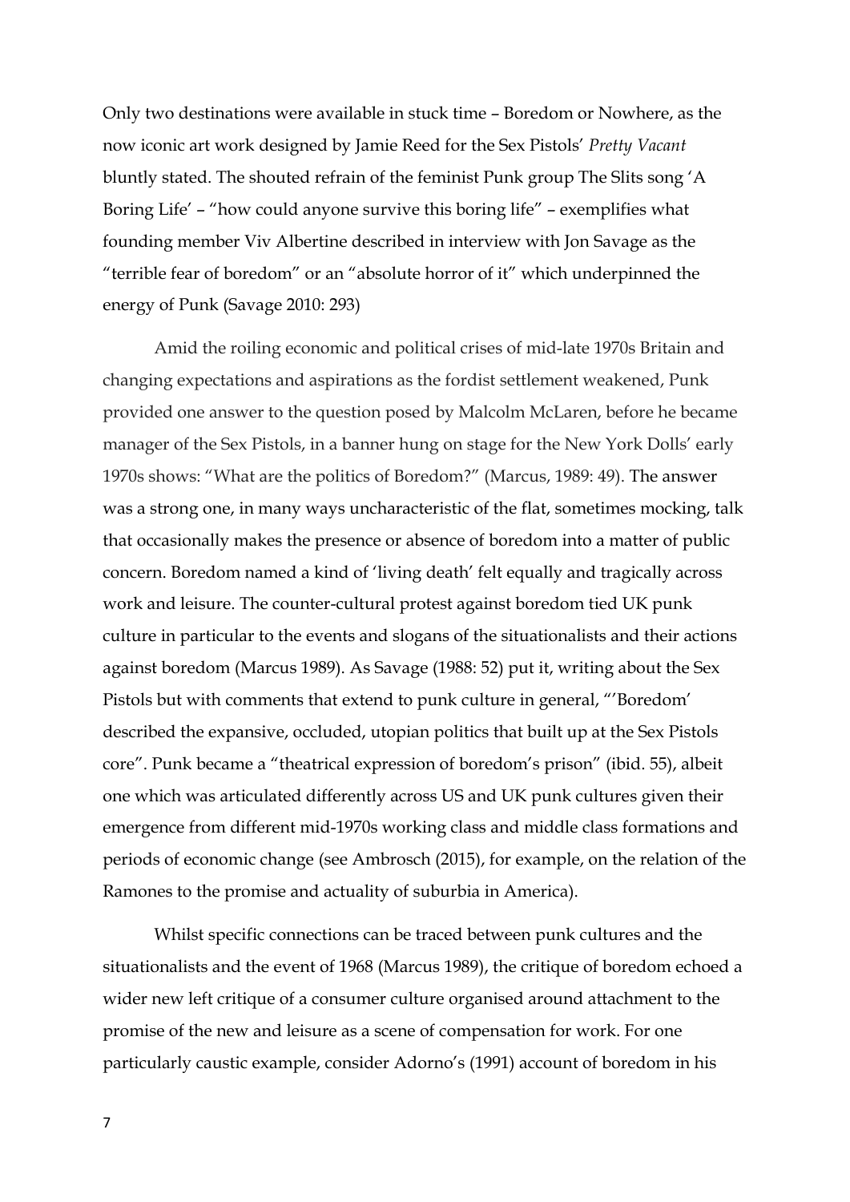Only two destinations were available in stuck time – Boredom or Nowhere, as the now iconic art work designed by Jamie Reed for the Sex Pistols' *Pretty Vacant* bluntly stated. The shouted refrain of the feminist Punk group The Slits song 'A Boring Life' – "how could anyone survive this boring life" – exemplifies what founding member Viv Albertine described in interview with Jon Savage as the "terrible fear of boredom" or an "absolute horror of it" which underpinned the energy of Punk (Savage 2010: 293)

Amid the roiling economic and political crises of mid-late 1970s Britain and changing expectations and aspirations as the fordist settlement weakened, Punk provided one answer to the question posed by Malcolm McLaren, before he became manager of the Sex Pistols, in a banner hung on stage for the New York Dolls' early 1970s shows: "What are the politics of Boredom?" (Marcus, 1989: 49). The answer was a strong one, in many ways uncharacteristic of the flat, sometimes mocking, talk that occasionally makes the presence or absence of boredom into a matter of public concern. Boredom named a kind of 'living death' felt equally and tragically across work and leisure. The counter-cultural protest against boredom tied UK punk culture in particular to the events and slogans of the situationalists and their actions against boredom (Marcus 1989). As Savage (1988: 52) put it, writing about the Sex Pistols but with comments that extend to punk culture in general, "'Boredom' described the expansive, occluded, utopian politics that built up at the Sex Pistols core". Punk became a "theatrical expression of boredom's prison" (ibid. 55), albeit one which was articulated differently across US and UK punk cultures given their emergence from different mid-1970s working class and middle class formations and periods of economic change (see Ambrosch (2015), for example, on the relation of the Ramones to the promise and actuality of suburbia in America).

Whilst specific connections can be traced between punk cultures and the situationalists and the event of 1968 (Marcus 1989), the critique of boredom echoed a wider new left critique of a consumer culture organised around attachment to the promise of the new and leisure as a scene of compensation for work. For one particularly caustic example, consider Adorno's (1991) account of boredom in his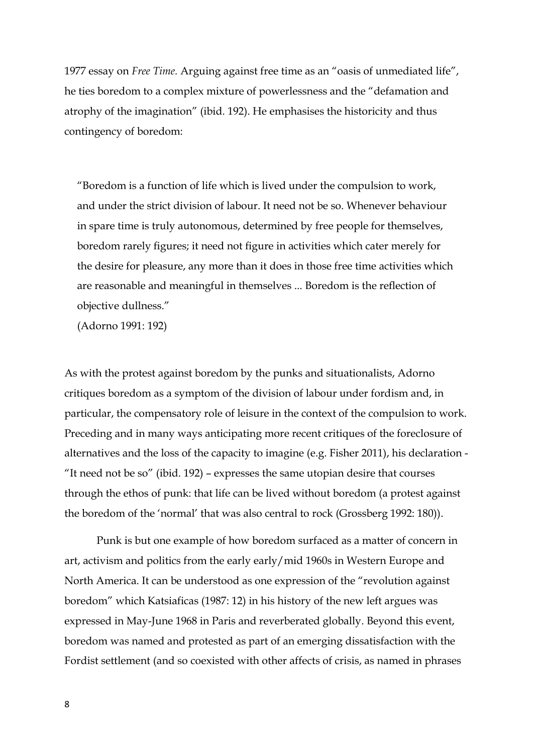1977 essay on *Free Time*. Arguing against free time as an "oasis of unmediated life", he ties boredom to a complex mixture of powerlessness and the "defamation and atrophy of the imagination" (ibid. 192). He emphasises the historicity and thus contingency of boredom:

> "Boredom is a function of life which is lived under the compulsion to work, and under the strict division of labour. It need not be so. Whenever behaviour in spare time is truly autonomous, determined by free people for themselves, boredom rarely figures; it need not figure in activities which cater merely for the desire for pleasure, any more than it does in those free time activities which are reasonable and meaningful in themselves ... Boredom is the reflection of objective dullness."
>
> (Adorno 1991: 192)

As with the protest against boredom by the punks and situationalists, Adorno critiques boredom as a symptom of the division of labour under fordism and, in particular, the compensatory role of leisure in the context of the compulsion to work. Preceding and in many ways anticipating more recent critiques of the foreclosure of alternatives and the loss of the capacity to imagine (e.g. Fisher 2011), his declaration - "It need not be so" (ibid. 192) – expresses the same utopian desire that courses through the ethos of punk: that life can be lived without boredom (a protest against the boredom of the 'normal' that was also central to rock (Grossberg 1992: 180)).

Punk is but one example of how boredom surfaced as a matter of concern in art, activism and politics from the early early/mid 1960s in Western Europe and North America. It can be understood as one expression of the "revolution against boredom" which Katsiaficas (1987: 12) in his history of the new left argues was expressed in May-June 1968 in Paris and reverberated globally. Beyond this event, boredom was named and protested as part of an emerging dissatisfaction with the Fordist settlement (and so coexisted with other affects of crisis, as named in phrases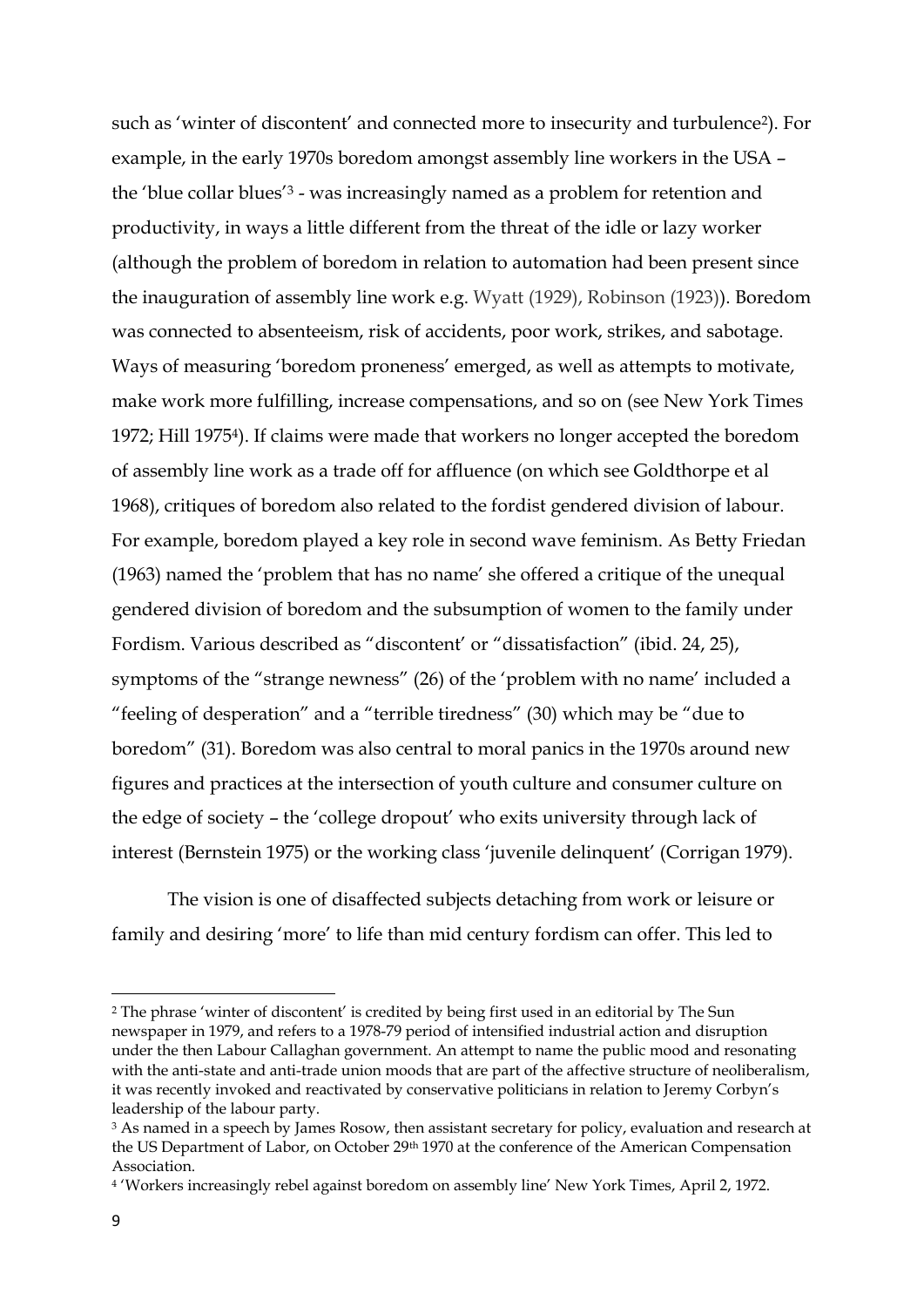such as 'winter of discontent' and connected more to insecurity and turbulence[2]). For example, in the early 1970s boredom amongst assembly line workers in the USA – the 'blue collar blues'[3] - was increasingly named as a problem for retention and productivity, in ways a little different from the threat of the idle or lazy worker (although the problem of boredom in relation to automation had been present since the inauguration of assembly line work e.g. Wyatt (1929), Robinson (1923)). Boredom was connected to absenteeism, risk of accidents, poor work, strikes, and sabotage. Ways of measuring 'boredom proneness' emerged, as well as attempts to motivate, make work more fulfilling, increase compensations, and so on (see New York Times 1972; Hill 1975[4]). If claims were made that workers no longer accepted the boredom of assembly line work as a trade off for affluence (on which see Goldthorpe et al 1968), critiques of boredom also related to the fordist gendered division of labour. For example, boredom played a key role in second wave feminism. As Betty Friedan (1963) named the 'problem that has no name' she offered a critique of the unequal gendered division of boredom and the subsumption of women to the family under Fordism. Various described as "discontent' or "dissatisfaction" (ibid. 24, 25), symptoms of the "strange newness" (26) of the 'problem with no name' included a "feeling of desperation" and a "terrible tiredness" (30) which may be "due to boredom" (31). Boredom was also central to moral panics in the 1970s around new figures and practices at the intersection of youth culture and consumer culture on the edge of society – the 'college dropout' who exits university through lack of interest (Bernstein 1975) or the working class 'juvenile delinquent' (Corrigan 1979).

The vision is one of disaffected subjects detaching from work or leisure or family and desiring 'more' to life than mid century fordism can offer. This led to

---

[2] The phrase 'winter of discontent' is credited by being first used in an editorial by The Sun newspaper in 1979, and refers to a 1978-79 period of intensified industrial action and disruption under the then Labour Callaghan government. An attempt to name the public mood and resonating with the anti-state and anti-trade union moods that are part of the affective structure of neoliberalism, it was recently invoked and reactivated by conservative politicians in relation to Jeremy Corbyn's leadership of the labour party.

[3] As named in a speech by James Rosow, then assistant secretary for policy, evaluation and research at the US Department of Labor, on October 29th 1970 at the conference of the American Compensation Association.

[4] 'Workers increasingly rebel against boredom on assembly line' New York Times, April 2, 1972.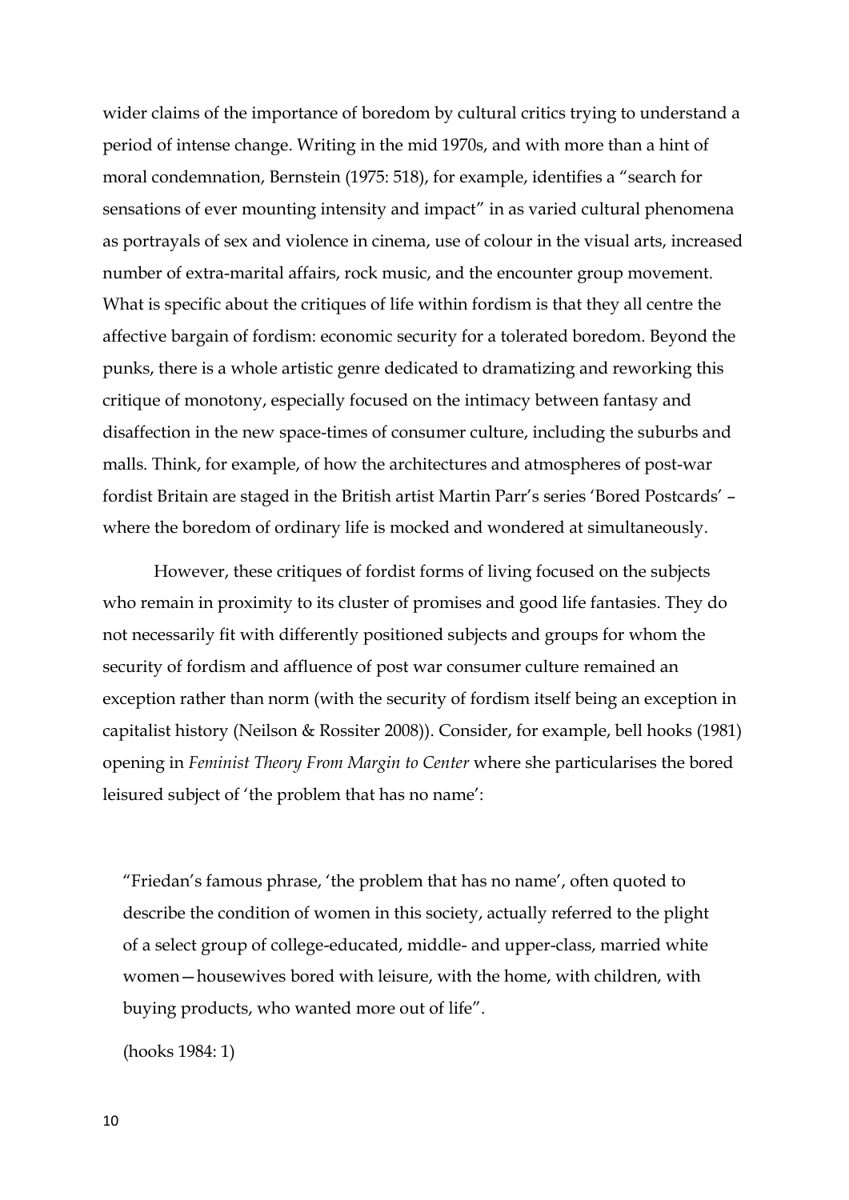wider claims of the importance of boredom by cultural critics trying to understand a period of intense change. Writing in the mid 1970s, and with more than a hint of moral condemnation, Bernstein (1975: 518), for example, identifies a "search for sensations of ever mounting intensity and impact" in as varied cultural phenomena as portrayals of sex and violence in cinema, use of colour in the visual arts, increased number of extra-marital affairs, rock music, and the encounter group movement. What is specific about the critiques of life within fordism is that they all centre the affective bargain of fordism: economic security for a tolerated boredom. Beyond the punks, there is a whole artistic genre dedicated to dramatizing and reworking this critique of monotony, especially focused on the intimacy between fantasy and disaffection in the new space-times of consumer culture, including the suburbs and malls. Think, for example, of how the architectures and atmospheres of post-war fordist Britain are staged in the British artist Martin Parr's series 'Bored Postcards' – where the boredom of ordinary life is mocked and wondered at simultaneously.

However, these critiques of fordist forms of living focused on the subjects who remain in proximity to its cluster of promises and good life fantasies. They do not necessarily fit with differently positioned subjects and groups for whom the security of fordism and affluence of post war consumer culture remained an exception rather than norm (with the security of fordism itself being an exception in capitalist history (Neilson & Rossiter 2008)). Consider, for example, bell hooks (1981) opening in *Feminist Theory From Margin to Center* where she particularises the bored leisured subject of 'the problem that has no name':

> "Friedan's famous phrase, 'the problem that has no name', often quoted to describe the condition of women in this society, actually referred to the plight of a select group of college-educated, middle- and upper-class, married white women—housewives bored with leisure, with the home, with children, with buying products, who wanted more out of life".
>
> (hooks 1984: 1)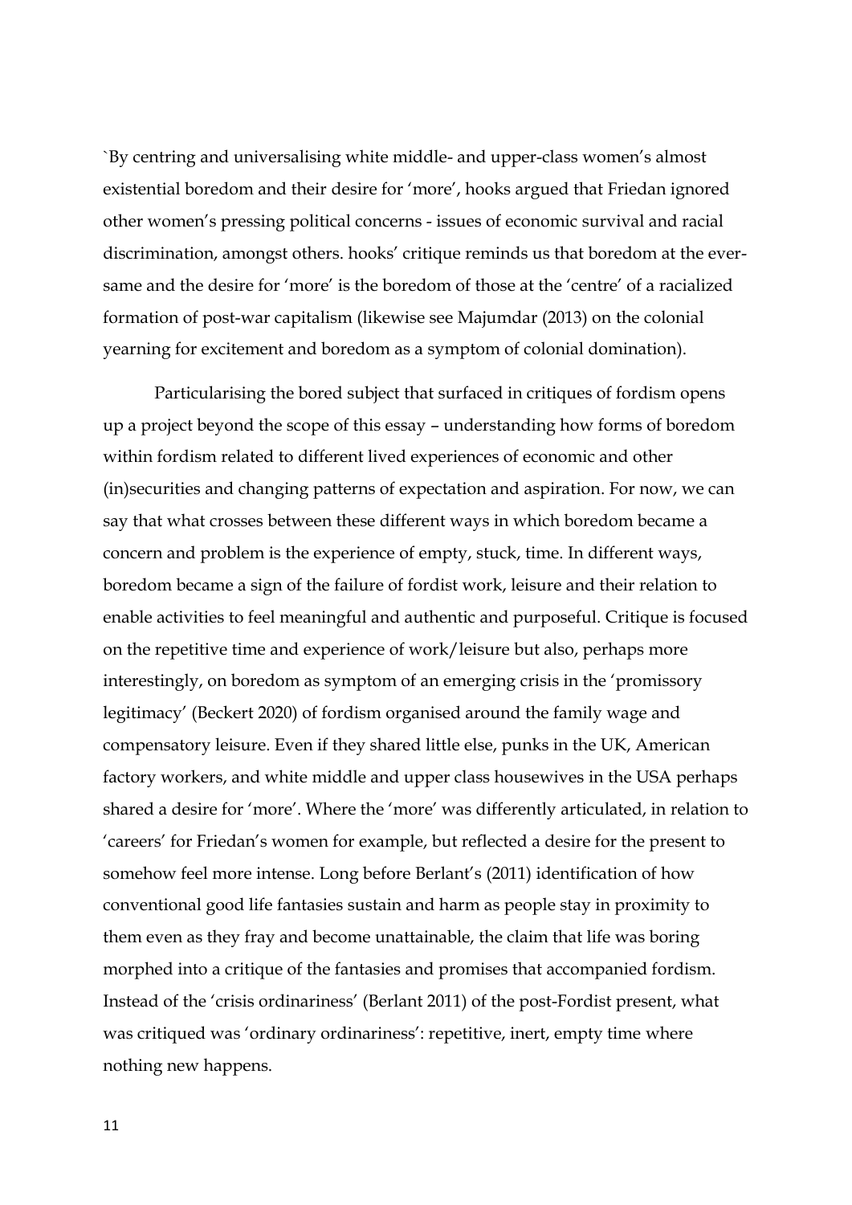`By centring and universalising white middle- and upper-class women's almost existential boredom and their desire for 'more', hooks argued that Friedan ignored other women's pressing political concerns - issues of economic survival and racial discrimination, amongst others. hooks' critique reminds us that boredom at the ever-same and the desire for 'more' is the boredom of those at the 'centre' of a racialized formation of post-war capitalism (likewise see Majumdar (2013) on the colonial yearning for excitement and boredom as a symptom of colonial domination).

Particularising the bored subject that surfaced in critiques of fordism opens up a project beyond the scope of this essay – understanding how forms of boredom within fordism related to different lived experiences of economic and other (in)securities and changing patterns of expectation and aspiration. For now, we can say that what crosses between these different ways in which boredom became a concern and problem is the experience of empty, stuck, time. In different ways, boredom became a sign of the failure of fordist work, leisure and their relation to enable activities to feel meaningful and authentic and purposeful. Critique is focused on the repetitive time and experience of work/leisure but also, perhaps more interestingly, on boredom as symptom of an emerging crisis in the 'promissory legitimacy' (Beckert 2020) of fordism organised around the family wage and compensatory leisure. Even if they shared little else, punks in the UK, American factory workers, and white middle and upper class housewives in the USA perhaps shared a desire for 'more'. Where the 'more' was differently articulated, in relation to 'careers' for Friedan's women for example, but reflected a desire for the present to somehow feel more intense. Long before Berlant's (2011) identification of how conventional good life fantasies sustain and harm as people stay in proximity to them even as they fray and become unattainable, the claim that life was boring morphed into a critique of the fantasies and promises that accompanied fordism. Instead of the 'crisis ordinariness' (Berlant 2011) of the post-Fordist present, what was critiqued was 'ordinary ordinariness': repetitive, inert, empty time where nothing new happens.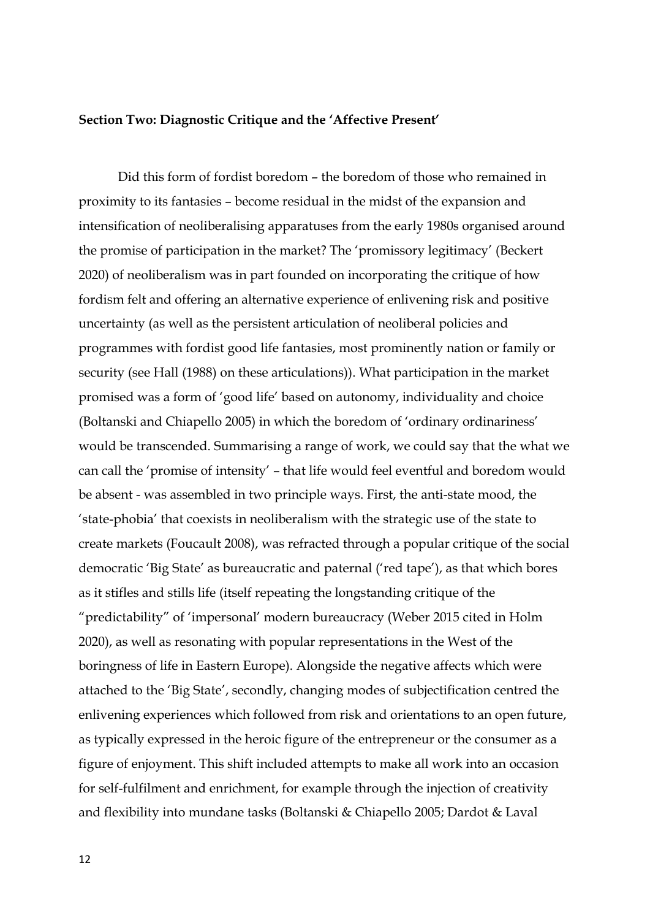**Section Two: Diagnostic Critique and the 'Affective Present'**

Did this form of fordist boredom – the boredom of those who remained in proximity to its fantasies – become residual in the midst of the expansion and intensification of neoliberalising apparatuses from the early 1980s organised around the promise of participation in the market? The 'promissory legitimacy' (Beckert 2020) of neoliberalism was in part founded on incorporating the critique of how fordism felt and offering an alternative experience of enlivening risk and positive uncertainty (as well as the persistent articulation of neoliberal policies and programmes with fordist good life fantasies, most prominently nation or family or security (see Hall (1988) on these articulations)). What participation in the market promised was a form of 'good life' based on autonomy, individuality and choice (Boltanski and Chiapello 2005) in which the boredom of 'ordinary ordinariness' would be transcended. Summarising a range of work, we could say that the what we can call the 'promise of intensity' – that life would feel eventful and boredom would be absent - was assembled in two principle ways. First, the anti-state mood, the 'state-phobia' that coexists in neoliberalism with the strategic use of the state to create markets (Foucault 2008), was refracted through a popular critique of the social democratic 'Big State' as bureaucratic and paternal ('red tape'), as that which bores as it stifles and stills life (itself repeating the longstanding critique of the "predictability" of 'impersonal' modern bureaucracy (Weber 2015 cited in Holm 2020), as well as resonating with popular representations in the West of the boringness of life in Eastern Europe). Alongside the negative affects which were attached to the 'Big State', secondly, changing modes of subjectification centred the enlivening experiences which followed from risk and orientations to an open future, as typically expressed in the heroic figure of the entrepreneur or the consumer as a figure of enjoyment. This shift included attempts to make all work into an occasion for self-fulfilment and enrichment, for example through the injection of creativity and flexibility into mundane tasks (Boltanski & Chiapello 2005; Dardot & Laval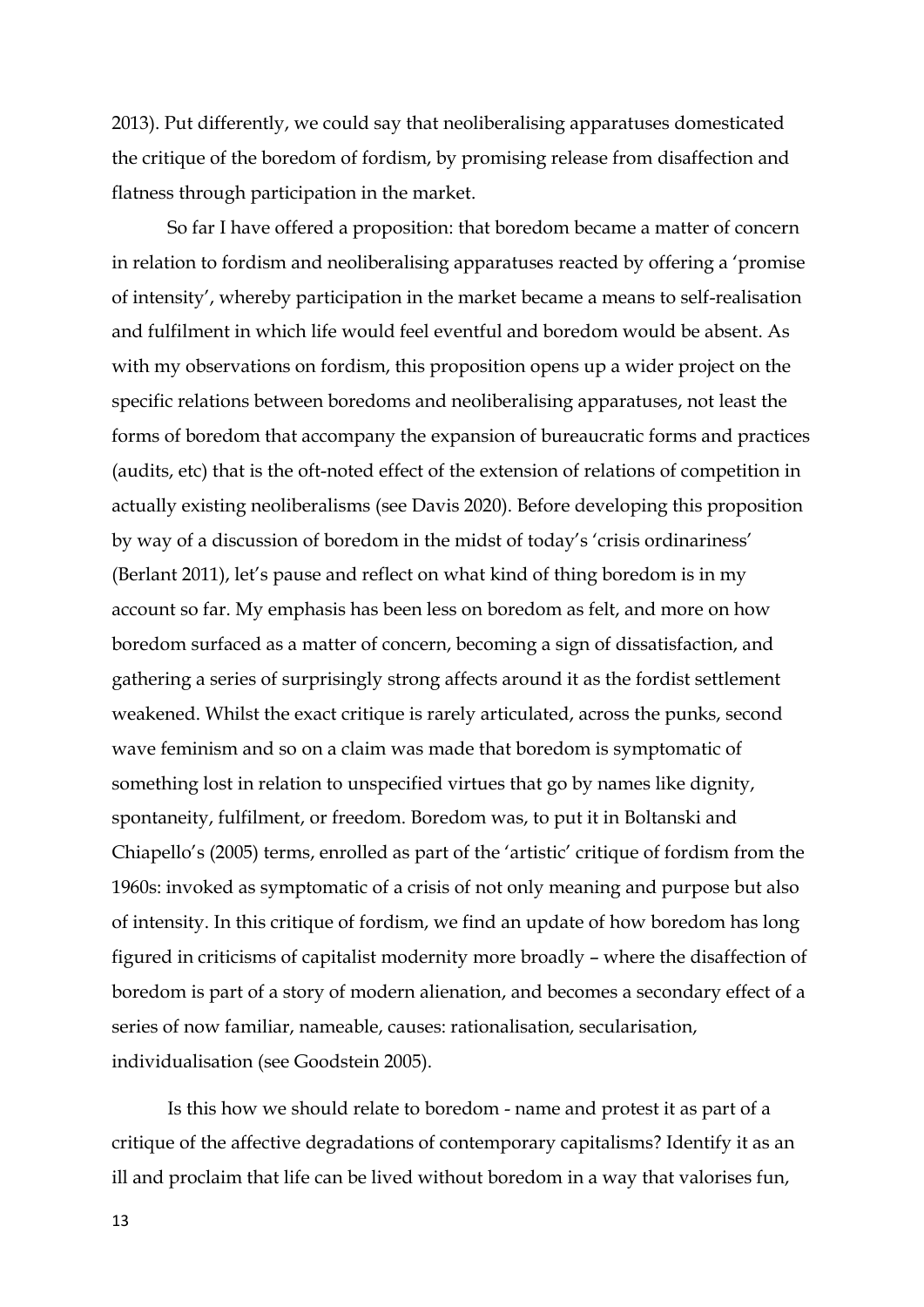2013). Put differently, we could say that neoliberalising apparatuses domesticated the critique of the boredom of fordism, by promising release from disaffection and flatness through participation in the market.

So far I have offered a proposition: that boredom became a matter of concern in relation to fordism and neoliberalising apparatuses reacted by offering a 'promise of intensity', whereby participation in the market became a means to self-realisation and fulfilment in which life would feel eventful and boredom would be absent. As with my observations on fordism, this proposition opens up a wider project on the specific relations between boredoms and neoliberalising apparatuses, not least the forms of boredom that accompany the expansion of bureaucratic forms and practices (audits, etc) that is the oft-noted effect of the extension of relations of competition in actually existing neoliberalisms (see Davis 2020). Before developing this proposition by way of a discussion of boredom in the midst of today's 'crisis ordinariness' (Berlant 2011), let's pause and reflect on what kind of thing boredom is in my account so far. My emphasis has been less on boredom as felt, and more on how boredom surfaced as a matter of concern, becoming a sign of dissatisfaction, and gathering a series of surprisingly strong affects around it as the fordist settlement weakened. Whilst the exact critique is rarely articulated, across the punks, second wave feminism and so on a claim was made that boredom is symptomatic of something lost in relation to unspecified virtues that go by names like dignity, spontaneity, fulfilment, or freedom. Boredom was, to put it in Boltanski and Chiapello's (2005) terms, enrolled as part of the 'artistic' critique of fordism from the 1960s: invoked as symptomatic of a crisis of not only meaning and purpose but also of intensity. In this critique of fordism, we find an update of how boredom has long figured in criticisms of capitalist modernity more broadly – where the disaffection of boredom is part of a story of modern alienation, and becomes a secondary effect of a series of now familiar, nameable, causes: rationalisation, secularisation, individualisation (see Goodstein 2005).

Is this how we should relate to boredom - name and protest it as part of a critique of the affective degradations of contemporary capitalisms? Identify it as an ill and proclaim that life can be lived without boredom in a way that valorises fun,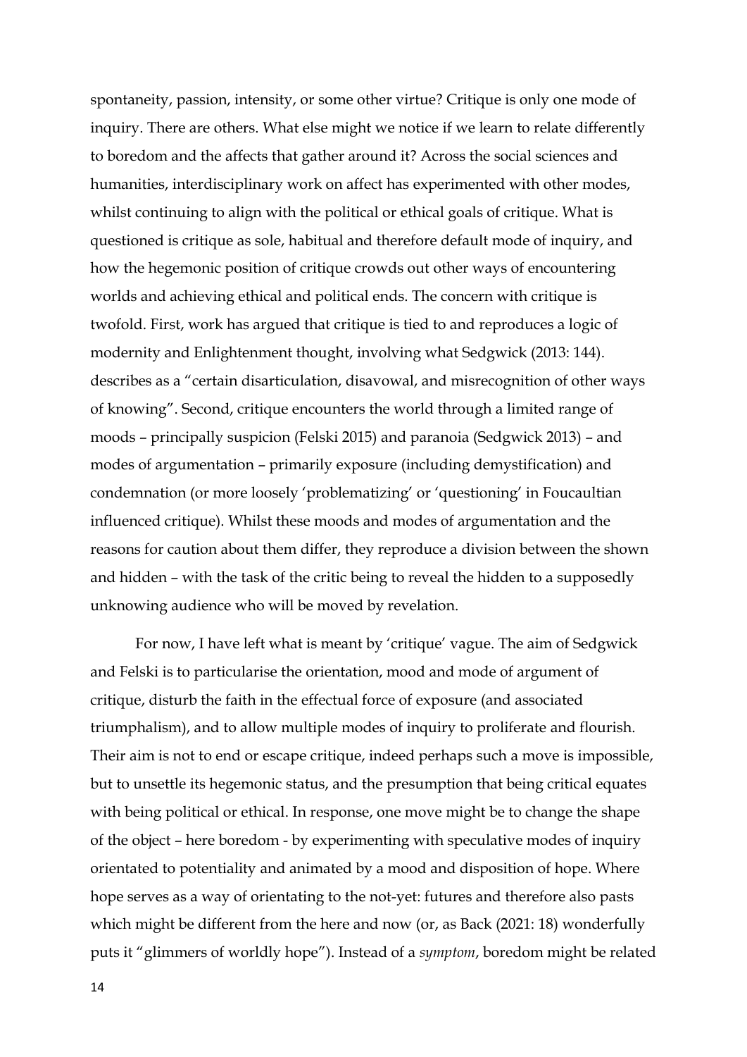spontaneity, passion, intensity, or some other virtue? Critique is only one mode of inquiry. There are others. What else might we notice if we learn to relate differently to boredom and the affects that gather around it? Across the social sciences and humanities, interdisciplinary work on affect has experimented with other modes, whilst continuing to align with the political or ethical goals of critique. What is questioned is critique as sole, habitual and therefore default mode of inquiry, and how the hegemonic position of critique crowds out other ways of encountering worlds and achieving ethical and political ends. The concern with critique is twofold. First, work has argued that critique is tied to and reproduces a logic of modernity and Enlightenment thought, involving what Sedgwick (2013: 144). describes as a "certain disarticulation, disavowal, and misrecognition of other ways of knowing". Second, critique encounters the world through a limited range of moods – principally suspicion (Felski 2015) and paranoia (Sedgwick 2013) – and modes of argumentation – primarily exposure (including demystification) and condemnation (or more loosely 'problematizing' or 'questioning' in Foucaultian influenced critique). Whilst these moods and modes of argumentation and the reasons for caution about them differ, they reproduce a division between the shown and hidden – with the task of the critic being to reveal the hidden to a supposedly unknowing audience who will be moved by revelation.

For now, I have left what is meant by 'critique' vague. The aim of Sedgwick and Felski is to particularise the orientation, mood and mode of argument of critique, disturb the faith in the effectual force of exposure (and associated triumphalism), and to allow multiple modes of inquiry to proliferate and flourish. Their aim is not to end or escape critique, indeed perhaps such a move is impossible, but to unsettle its hegemonic status, and the presumption that being critical equates with being political or ethical. In response, one move might be to change the shape of the object – here boredom - by experimenting with speculative modes of inquiry orientated to potentiality and animated by a mood and disposition of hope. Where hope serves as a way of orientating to the not-yet: futures and therefore also pasts which might be different from the here and now (or, as Back (2021: 18) wonderfully puts it "glimmers of worldly hope"). Instead of a *symptom*, boredom might be related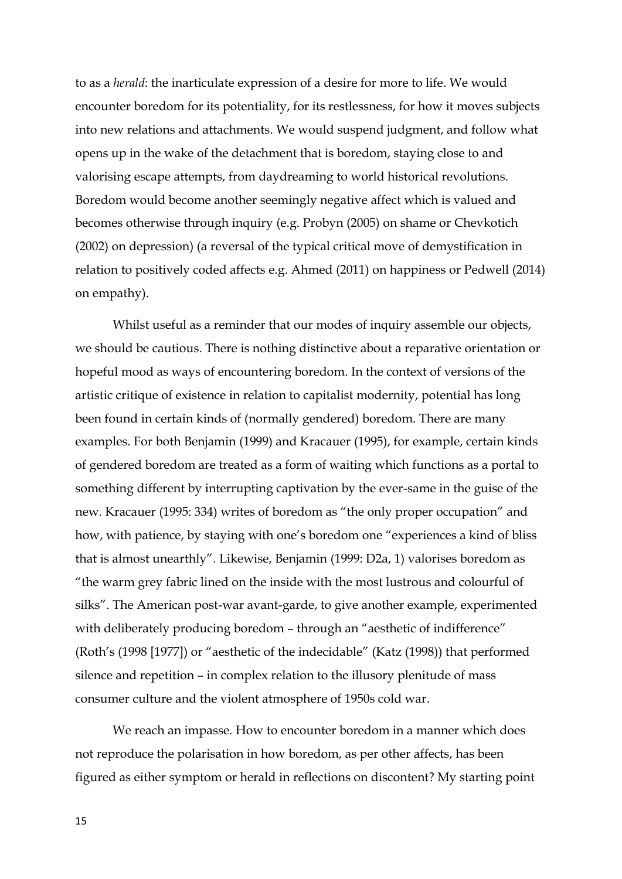to as a *herald*: the inarticulate expression of a desire for more to life. We would encounter boredom for its potentiality, for its restlessness, for how it moves subjects into new relations and attachments. We would suspend judgment, and follow what opens up in the wake of the detachment that is boredom, staying close to and valorising escape attempts, from daydreaming to world historical revolutions. Boredom would become another seemingly negative affect which is valued and becomes otherwise through inquiry (e.g. Probyn (2005) on shame or Chevkotich (2002) on depression) (a reversal of the typical critical move of demystification in relation to positively coded affects e.g. Ahmed (2011) on happiness or Pedwell (2014) on empathy).

Whilst useful as a reminder that our modes of inquiry assemble our objects, we should be cautious. There is nothing distinctive about a reparative orientation or hopeful mood as ways of encountering boredom. In the context of versions of the artistic critique of existence in relation to capitalist modernity, potential has long been found in certain kinds of (normally gendered) boredom. There are many examples. For both Benjamin (1999) and Kracauer (1995), for example, certain kinds of gendered boredom are treated as a form of waiting which functions as a portal to something different by interrupting captivation by the ever-same in the guise of the new. Kracauer (1995: 334) writes of boredom as "the only proper occupation" and how, with patience, by staying with one's boredom one "experiences a kind of bliss that is almost unearthly". Likewise, Benjamin (1999: D2a, 1) valorises boredom as "the warm grey fabric lined on the inside with the most lustrous and colourful of silks". The American post-war avant-garde, to give another example, experimented with deliberately producing boredom – through an "aesthetic of indifference" (Roth's (1998 [1977]) or "aesthetic of the indecidable" (Katz (1998)) that performed silence and repetition – in complex relation to the illusory plenitude of mass consumer culture and the violent atmosphere of 1950s cold war.

We reach an impasse. How to encounter boredom in a manner which does not reproduce the polarisation in how boredom, as per other affects, has been figured as either symptom or herald in reflections on discontent? My starting point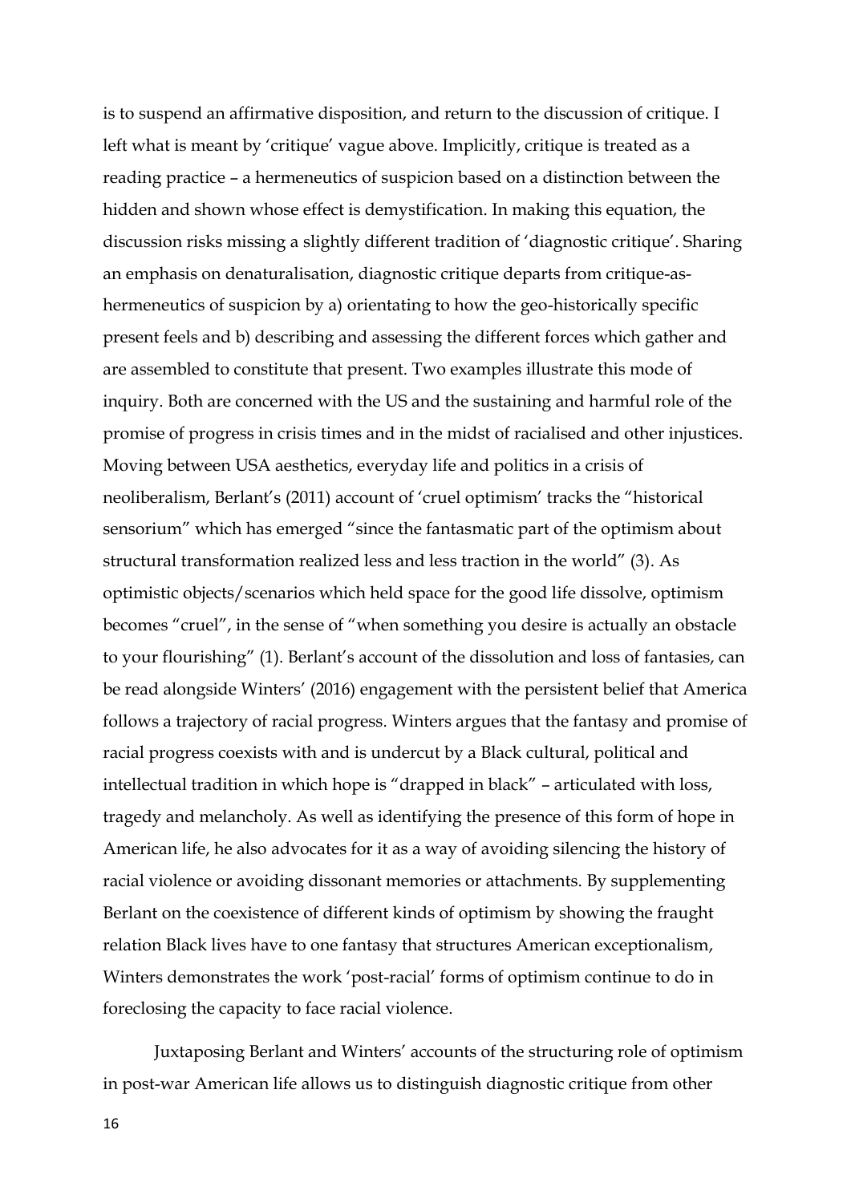is to suspend an affirmative disposition, and return to the discussion of critique. I left what is meant by 'critique' vague above. Implicitly, critique is treated as a reading practice – a hermeneutics of suspicion based on a distinction between the hidden and shown whose effect is demystification. In making this equation, the discussion risks missing a slightly different tradition of 'diagnostic critique'. Sharing an emphasis on denaturalisation, diagnostic critique departs from critique-as-hermeneutics of suspicion by a) orientating to how the geo-historically specific present feels and b) describing and assessing the different forces which gather and are assembled to constitute that present. Two examples illustrate this mode of inquiry. Both are concerned with the US and the sustaining and harmful role of the promise of progress in crisis times and in the midst of racialised and other injustices. Moving between USA aesthetics, everyday life and politics in a crisis of neoliberalism, Berlant's (2011) account of 'cruel optimism' tracks the "historical sensorium" which has emerged "since the fantasmatic part of the optimism about structural transformation realized less and less traction in the world" (3). As optimistic objects/scenarios which held space for the good life dissolve, optimism becomes "cruel", in the sense of "when something you desire is actually an obstacle to your flourishing" (1). Berlant's account of the dissolution and loss of fantasies, can be read alongside Winters' (2016) engagement with the persistent belief that America follows a trajectory of racial progress. Winters argues that the fantasy and promise of racial progress coexists with and is undercut by a Black cultural, political and intellectual tradition in which hope is "drapped in black" – articulated with loss, tragedy and melancholy. As well as identifying the presence of this form of hope in American life, he also advocates for it as a way of avoiding silencing the history of racial violence or avoiding dissonant memories or attachments. By supplementing Berlant on the coexistence of different kinds of optimism by showing the fraught relation Black lives have to one fantasy that structures American exceptionalism, Winters demonstrates the work 'post-racial' forms of optimism continue to do in foreclosing the capacity to face racial violence.

Juxtaposing Berlant and Winters' accounts of the structuring role of optimism in post-war American life allows us to distinguish diagnostic critique from other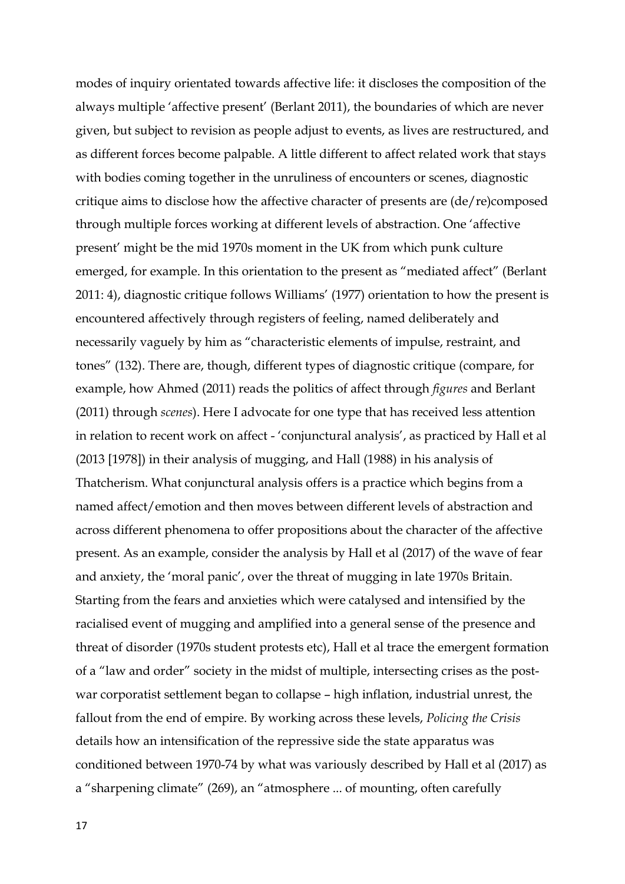modes of inquiry orientated towards affective life: it discloses the composition of the always multiple 'affective present' (Berlant 2011), the boundaries of which are never given, but subject to revision as people adjust to events, as lives are restructured, and as different forces become palpable. A little different to affect related work that stays with bodies coming together in the unruliness of encounters or scenes, diagnostic critique aims to disclose how the affective character of presents are (de/re)composed through multiple forces working at different levels of abstraction. One 'affective present' might be the mid 1970s moment in the UK from which punk culture emerged, for example. In this orientation to the present as "mediated affect" (Berlant 2011: 4), diagnostic critique follows Williams' (1977) orientation to how the present is encountered affectively through registers of feeling, named deliberately and necessarily vaguely by him as "characteristic elements of impulse, restraint, and tones" (132). There are, though, different types of diagnostic critique (compare, for example, how Ahmed (2011) reads the politics of affect through *figures* and Berlant (2011) through *scenes*). Here I advocate for one type that has received less attention in relation to recent work on affect - 'conjunctural analysis', as practiced by Hall et al (2013 [1978]) in their analysis of mugging, and Hall (1988) in his analysis of Thatcherism. What conjunctural analysis offers is a practice which begins from a named affect/emotion and then moves between different levels of abstraction and across different phenomena to offer propositions about the character of the affective present. As an example, consider the analysis by Hall et al (2017) of the wave of fear and anxiety, the 'moral panic', over the threat of mugging in late 1970s Britain. Starting from the fears and anxieties which were catalysed and intensified by the racialised event of mugging and amplified into a general sense of the presence and threat of disorder (1970s student protests etc), Hall et al trace the emergent formation of a "law and order" society in the midst of multiple, intersecting crises as the post-war corporatist settlement began to collapse – high inflation, industrial unrest, the fallout from the end of empire. By working across these levels, *Policing the Crisis* details how an intensification of the repressive side the state apparatus was conditioned between 1970-74 by what was variously described by Hall et al (2017) as a "sharpening climate" (269), an "atmosphere ... of mounting, often carefully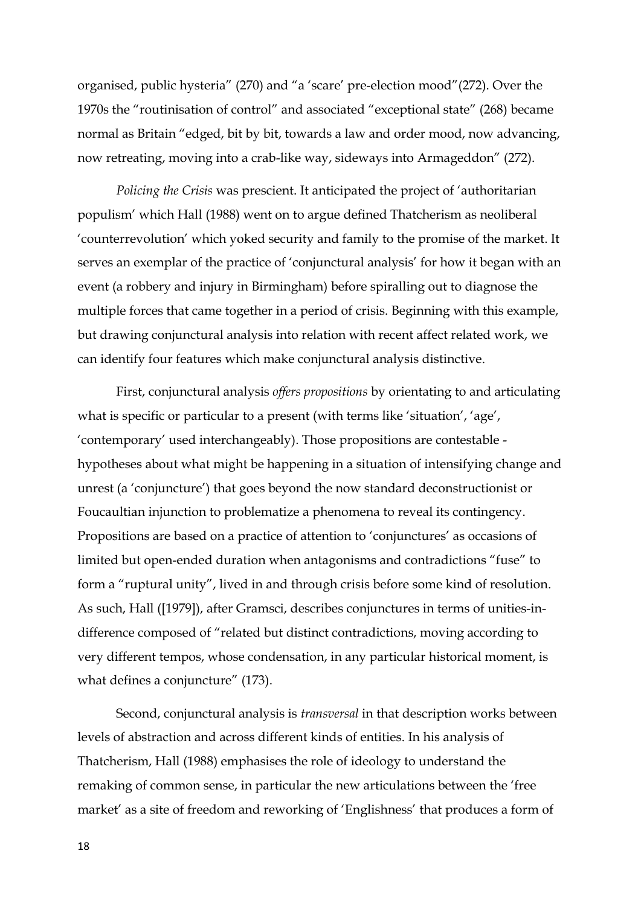organised, public hysteria" (270) and "a 'scare' pre-election mood"(272). Over the 1970s the "routinisation of control" and associated "exceptional state" (268) became normal as Britain "edged, bit by bit, towards a law and order mood, now advancing, now retreating, moving into a crab-like way, sideways into Armageddon" (272).

*Policing the Crisis* was prescient. It anticipated the project of 'authoritarian populism' which Hall (1988) went on to argue defined Thatcherism as neoliberal 'counterrevolution' which yoked security and family to the promise of the market. It serves an exemplar of the practice of 'conjunctural analysis' for how it began with an event (a robbery and injury in Birmingham) before spiralling out to diagnose the multiple forces that came together in a period of crisis. Beginning with this example, but drawing conjunctural analysis into relation with recent affect related work, we can identify four features which make conjunctural analysis distinctive.

First, conjunctural analysis *offers propositions* by orientating to and articulating what is specific or particular to a present (with terms like 'situation', 'age', 'contemporary' used interchangeably). Those propositions are contestable - hypotheses about what might be happening in a situation of intensifying change and unrest (a 'conjuncture') that goes beyond the now standard deconstructionist or Foucaultian injunction to problematize a phenomena to reveal its contingency. Propositions are based on a practice of attention to 'conjunctures' as occasions of limited but open-ended duration when antagonisms and contradictions "fuse" to form a "ruptural unity", lived in and through crisis before some kind of resolution. As such, Hall ([1979]), after Gramsci, describes conjunctures in terms of unities-in-difference composed of "related but distinct contradictions, moving according to very different tempos, whose condensation, in any particular historical moment, is what defines a conjuncture" (173).

Second, conjunctural analysis is *transversal* in that description works between levels of abstraction and across different kinds of entities. In his analysis of Thatcherism, Hall (1988) emphasises the role of ideology to understand the remaking of common sense, in particular the new articulations between the 'free market' as a site of freedom and reworking of 'Englishness' that produces a form of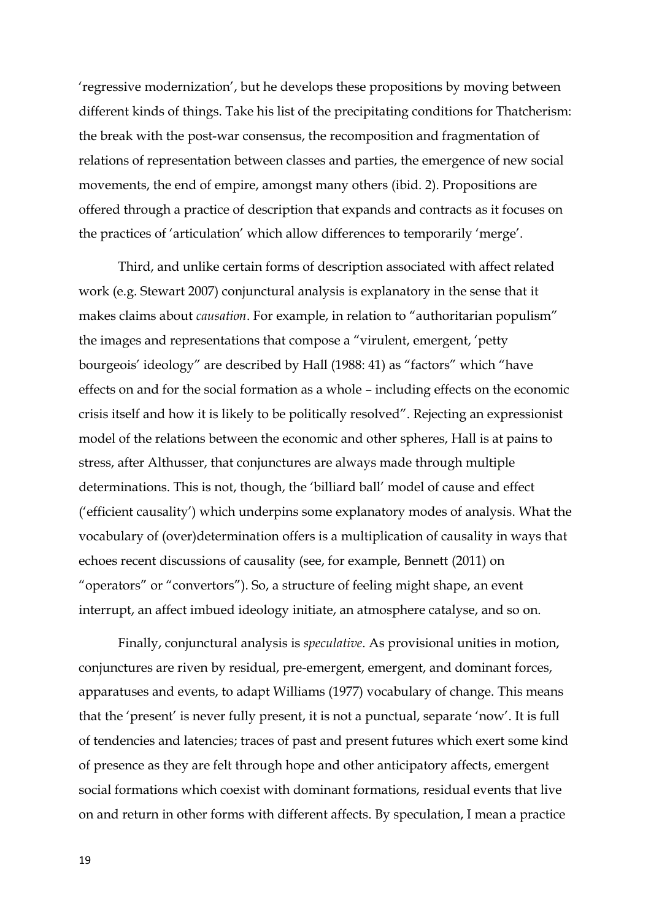'regressive modernization', but he develops these propositions by moving between different kinds of things. Take his list of the precipitating conditions for Thatcherism: the break with the post-war consensus, the recomposition and fragmentation of relations of representation between classes and parties, the emergence of new social movements, the end of empire, amongst many others (ibid. 2). Propositions are offered through a practice of description that expands and contracts as it focuses on the practices of 'articulation' which allow differences to temporarily 'merge'.

Third, and unlike certain forms of description associated with affect related work (e.g. Stewart 2007) conjunctural analysis is explanatory in the sense that it makes claims about *causation*. For example, in relation to "authoritarian populism" the images and representations that compose a "virulent, emergent, 'petty bourgeois' ideology" are described by Hall (1988: 41) as "factors" which "have effects on and for the social formation as a whole – including effects on the economic crisis itself and how it is likely to be politically resolved". Rejecting an expressionist model of the relations between the economic and other spheres, Hall is at pains to stress, after Althusser, that conjunctures are always made through multiple determinations. This is not, though, the 'billiard ball' model of cause and effect ('efficient causality') which underpins some explanatory modes of analysis. What the vocabulary of (over)determination offers is a multiplication of causality in ways that echoes recent discussions of causality (see, for example, Bennett (2011) on "operators" or "convertors"). So, a structure of feeling might shape, an event interrupt, an affect imbued ideology initiate, an atmosphere catalyse, and so on.

Finally, conjunctural analysis is *speculative*. As provisional unities in motion, conjunctures are riven by residual, pre-emergent, emergent, and dominant forces, apparatuses and events, to adapt Williams (1977) vocabulary of change. This means that the 'present' is never fully present, it is not a punctual, separate 'now'. It is full of tendencies and latencies; traces of past and present futures which exert some kind of presence as they are felt through hope and other anticipatory affects, emergent social formations which coexist with dominant formations, residual events that live on and return in other forms with different affects. By speculation, I mean a practice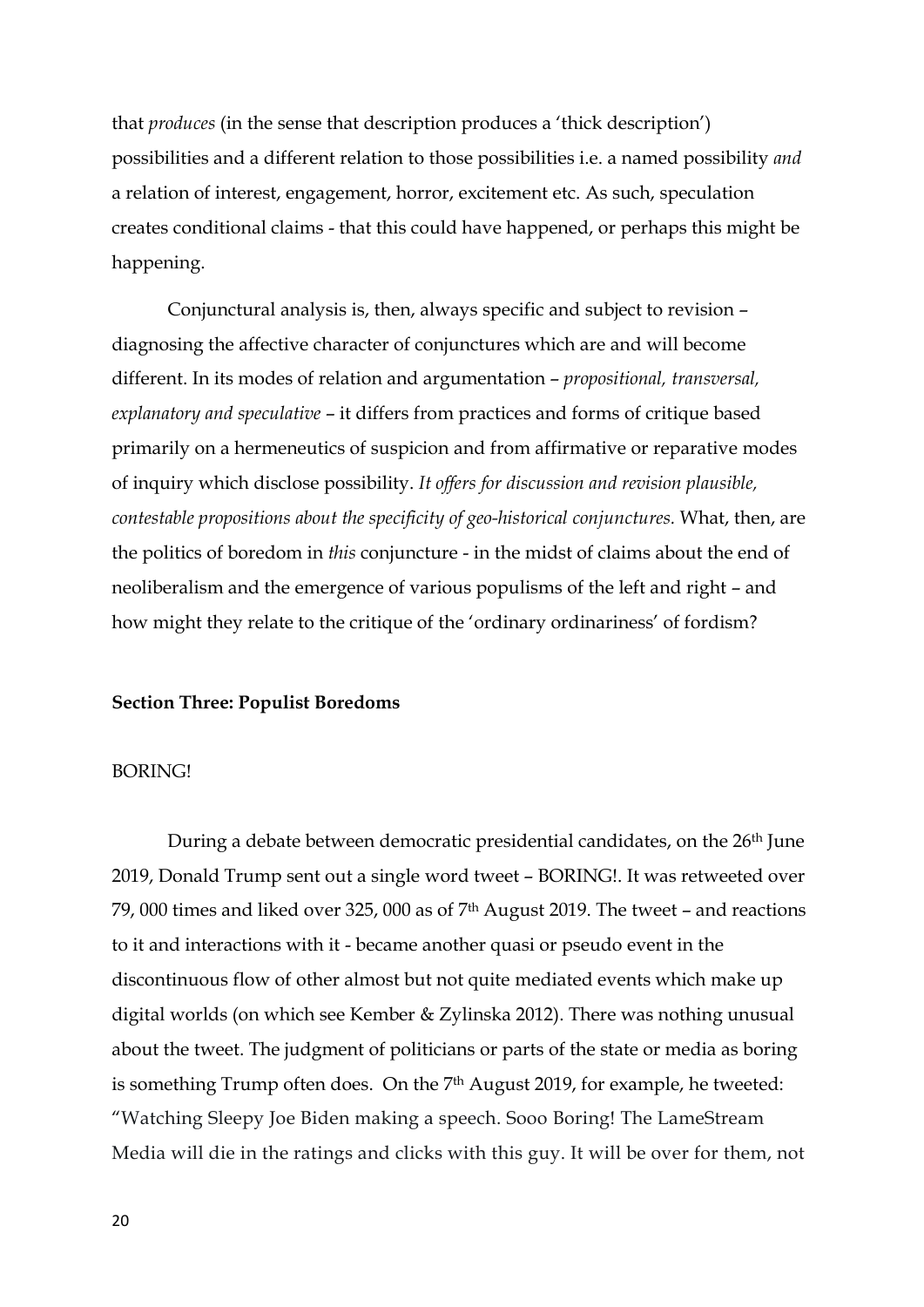that *produces* (in the sense that description produces a 'thick description') possibilities and a different relation to those possibilities i.e. a named possibility *and* a relation of interest, engagement, horror, excitement etc. As such, speculation creates conditional claims - that this could have happened, or perhaps this might be happening.

Conjunctural analysis is, then, always specific and subject to revision – diagnosing the affective character of conjunctures which are and will become different. In its modes of relation and argumentation – *propositional, transversal, explanatory and speculative* – it differs from practices and forms of critique based primarily on a hermeneutics of suspicion and from affirmative or reparative modes of inquiry which disclose possibility. *It offers for discussion and revision plausible, contestable propositions about the specificity of geo-historical conjunctures.* What, then, are the politics of boredom in *this* conjuncture - in the midst of claims about the end of neoliberalism and the emergence of various populisms of the left and right – and how might they relate to the critique of the 'ordinary ordinariness' of fordism?

**Section Three: Populist Boredoms**

BORING!

During a debate between democratic presidential candidates, on the 26th June 2019, Donald Trump sent out a single word tweet – BORING!. It was retweeted over 79, 000 times and liked over 325, 000 as of 7th August 2019. The tweet – and reactions to it and interactions with it - became another quasi or pseudo event in the discontinuous flow of other almost but not quite mediated events which make up digital worlds (on which see Kember & Zylinska 2012). There was nothing unusual about the tweet. The judgment of politicians or parts of the state or media as boring is something Trump often does. On the 7th August 2019, for example, he tweeted: "Watching Sleepy Joe Biden making a speech. Sooo Boring! The LameStream Media will die in the ratings and clicks with this guy. It will be over for them, not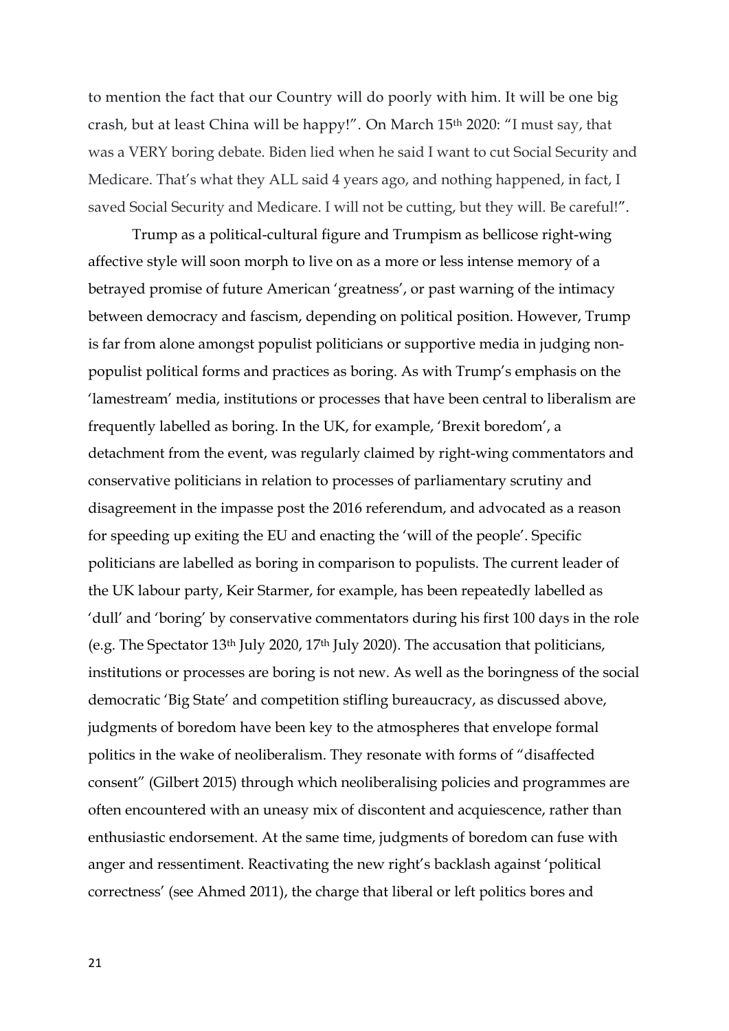to mention the fact that our Country will do poorly with him. It will be one big crash, but at least China will be happy!". On March 15th 2020: "I must say, that was a VERY boring debate. Biden lied when he said I want to cut Social Security and Medicare. That's what they ALL said 4 years ago, and nothing happened, in fact, I saved Social Security and Medicare. I will not be cutting, but they will. Be careful!".

Trump as a political-cultural figure and Trumpism as bellicose right-wing affective style will soon morph to live on as a more or less intense memory of a betrayed promise of future American 'greatness', or past warning of the intimacy between democracy and fascism, depending on political position. However, Trump is far from alone amongst populist politicians or supportive media in judging non-populist political forms and practices as boring. As with Trump's emphasis on the 'lamestream' media, institutions or processes that have been central to liberalism are frequently labelled as boring. In the UK, for example, 'Brexit boredom', a detachment from the event, was regularly claimed by right-wing commentators and conservative politicians in relation to processes of parliamentary scrutiny and disagreement in the impasse post the 2016 referendum, and advocated as a reason for speeding up exiting the EU and enacting the 'will of the people'. Specific politicians are labelled as boring in comparison to populists. The current leader of the UK labour party, Keir Starmer, for example, has been repeatedly labelled as 'dull' and 'boring' by conservative commentators during his first 100 days in the role (e.g. The Spectator 13th July 2020, 17th July 2020). The accusation that politicians, institutions or processes are boring is not new. As well as the boringness of the social democratic 'Big State' and competition stifling bureaucracy, as discussed above, judgments of boredom have been key to the atmospheres that envelope formal politics in the wake of neoliberalism. They resonate with forms of "disaffected consent" (Gilbert 2015) through which neoliberalising policies and programmes are often encountered with an uneasy mix of discontent and acquiescence, rather than enthusiastic endorsement. At the same time, judgments of boredom can fuse with anger and ressentiment. Reactivating the new right's backlash against 'political correctness' (see Ahmed 2011), the charge that liberal or left politics bores and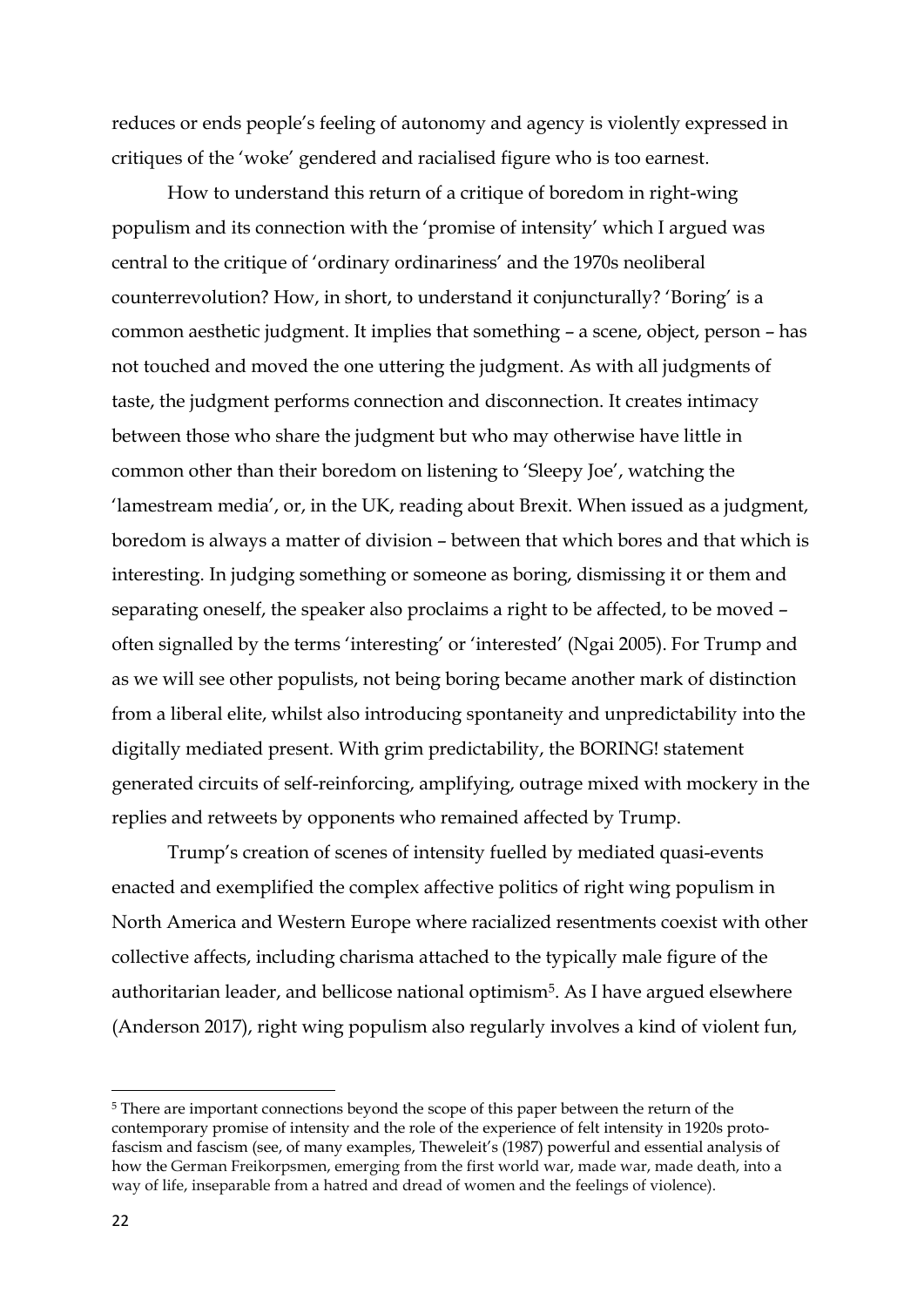reduces or ends people's feeling of autonomy and agency is violently expressed in critiques of the 'woke' gendered and racialised figure who is too earnest.

How to understand this return of a critique of boredom in right-wing populism and its connection with the 'promise of intensity' which I argued was central to the critique of 'ordinary ordinariness' and the 1970s neoliberal counterrevolution? How, in short, to understand it conjuncturally? 'Boring' is a common aesthetic judgment. It implies that something – a scene, object, person – has not touched and moved the one uttering the judgment. As with all judgments of taste, the judgment performs connection and disconnection. It creates intimacy between those who share the judgment but who may otherwise have little in common other than their boredom on listening to 'Sleepy Joe', watching the 'lamestream media', or, in the UK, reading about Brexit. When issued as a judgment, boredom is always a matter of division – between that which bores and that which is interesting. In judging something or someone as boring, dismissing it or them and separating oneself, the speaker also proclaims a right to be affected, to be moved – often signalled by the terms 'interesting' or 'interested' (Ngai 2005). For Trump and as we will see other populists, not being boring became another mark of distinction from a liberal elite, whilst also introducing spontaneity and unpredictability into the digitally mediated present. With grim predictability, the BORING! statement generated circuits of self-reinforcing, amplifying, outrage mixed with mockery in the replies and retweets by opponents who remained affected by Trump.

Trump's creation of scenes of intensity fuelled by mediated quasi-events enacted and exemplified the complex affective politics of right wing populism in North America and Western Europe where racialized resentments coexist with other collective affects, including charisma attached to the typically male figure of the authoritarian leader, and bellicose national optimism[5]. As I have argued elsewhere (Anderson 2017), right wing populism also regularly involves a kind of violent fun,

[5] There are important connections beyond the scope of this paper between the return of the contemporary promise of intensity and the role of the experience of felt intensity in 1920s proto-fascism and fascism (see, of many examples, Theweleit's (1987) powerful and essential analysis of how the German Freikorpsmen, emerging from the first world war, made war, made death, into a way of life, inseparable from a hatred and dread of women and the feelings of violence).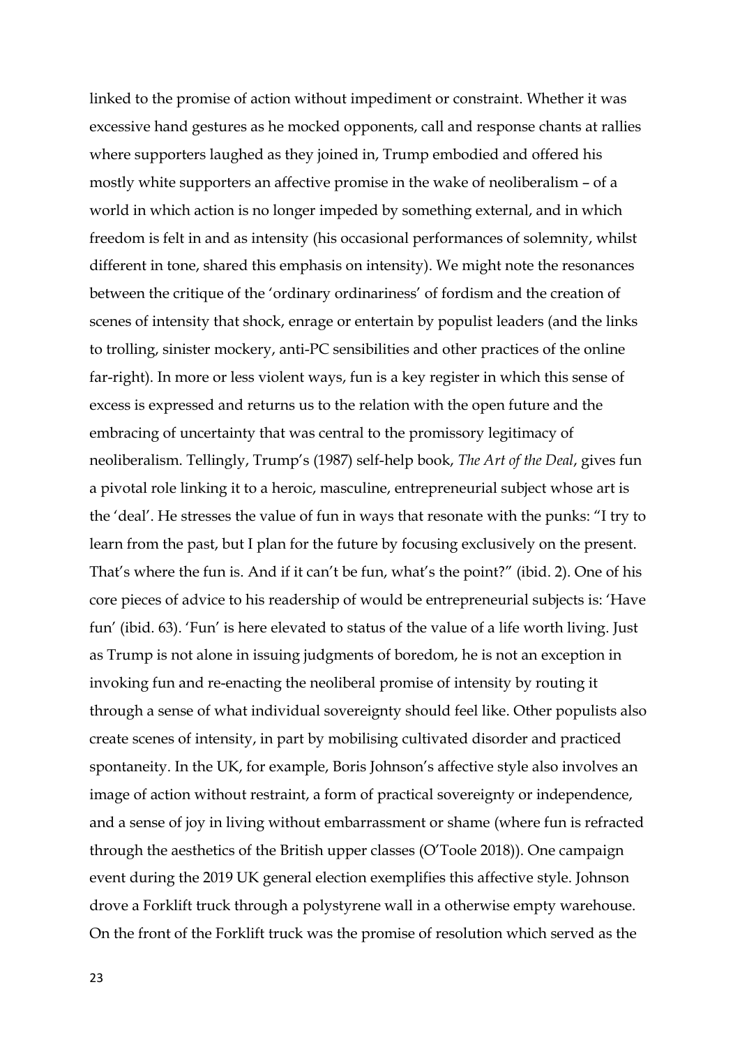linked to the promise of action without impediment or constraint. Whether it was excessive hand gestures as he mocked opponents, call and response chants at rallies where supporters laughed as they joined in, Trump embodied and offered his mostly white supporters an affective promise in the wake of neoliberalism – of a world in which action is no longer impeded by something external, and in which freedom is felt in and as intensity (his occasional performances of solemnity, whilst different in tone, shared this emphasis on intensity). We might note the resonances between the critique of the 'ordinary ordinariness' of fordism and the creation of scenes of intensity that shock, enrage or entertain by populist leaders (and the links to trolling, sinister mockery, anti-PC sensibilities and other practices of the online far-right). In more or less violent ways, fun is a key register in which this sense of excess is expressed and returns us to the relation with the open future and the embracing of uncertainty that was central to the promissory legitimacy of neoliberalism. Tellingly, Trump's (1987) self-help book, *The Art of the Deal*, gives fun a pivotal role linking it to a heroic, masculine, entrepreneurial subject whose art is the 'deal'. He stresses the value of fun in ways that resonate with the punks: "I try to learn from the past, but I plan for the future by focusing exclusively on the present. That's where the fun is. And if it can't be fun, what's the point?" (ibid. 2). One of his core pieces of advice to his readership of would be entrepreneurial subjects is: 'Have fun' (ibid. 63). 'Fun' is here elevated to status of the value of a life worth living. Just as Trump is not alone in issuing judgments of boredom, he is not an exception in invoking fun and re-enacting the neoliberal promise of intensity by routing it through a sense of what individual sovereignty should feel like. Other populists also create scenes of intensity, in part by mobilising cultivated disorder and practiced spontaneity. In the UK, for example, Boris Johnson's affective style also involves an image of action without restraint, a form of practical sovereignty or independence, and a sense of joy in living without embarrassment or shame (where fun is refracted through the aesthetics of the British upper classes (O'Toole 2018)). One campaign event during the 2019 UK general election exemplifies this affective style. Johnson drove a Forklift truck through a polystyrene wall in a otherwise empty warehouse. On the front of the Forklift truck was the promise of resolution which served as the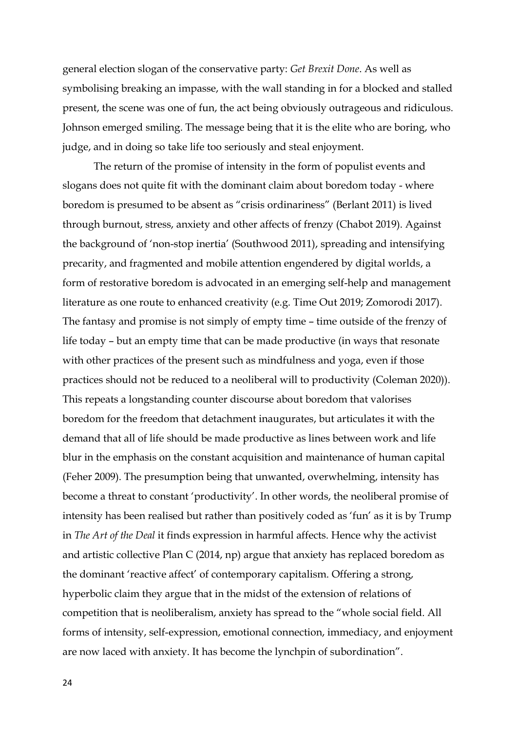general election slogan of the conservative party: *Get Brexit Done*. As well as symbolising breaking an impasse, with the wall standing in for a blocked and stalled present, the scene was one of fun, the act being obviously outrageous and ridiculous. Johnson emerged smiling. The message being that it is the elite who are boring, who judge, and in doing so take life too seriously and steal enjoyment.

The return of the promise of intensity in the form of populist events and slogans does not quite fit with the dominant claim about boredom today - where boredom is presumed to be absent as "crisis ordinariness" (Berlant 2011) is lived through burnout, stress, anxiety and other affects of frenzy (Chabot 2019). Against the background of 'non-stop inertia' (Southwood 2011), spreading and intensifying precarity, and fragmented and mobile attention engendered by digital worlds, a form of restorative boredom is advocated in an emerging self-help and management literature as one route to enhanced creativity (e.g. Time Out 2019; Zomorodi 2017). The fantasy and promise is not simply of empty time – time outside of the frenzy of life today – but an empty time that can be made productive (in ways that resonate with other practices of the present such as mindfulness and yoga, even if those practices should not be reduced to a neoliberal will to productivity (Coleman 2020)). This repeats a longstanding counter discourse about boredom that valorises boredom for the freedom that detachment inaugurates, but articulates it with the demand that all of life should be made productive as lines between work and life blur in the emphasis on the constant acquisition and maintenance of human capital (Feher 2009). The presumption being that unwanted, overwhelming, intensity has become a threat to constant 'productivity'. In other words, the neoliberal promise of intensity has been realised but rather than positively coded as 'fun' as it is by Trump in *The Art of the Deal* it finds expression in harmful affects. Hence why the activist and artistic collective Plan C (2014, np) argue that anxiety has replaced boredom as the dominant 'reactive affect' of contemporary capitalism. Offering a strong, hyperbolic claim they argue that in the midst of the extension of relations of competition that is neoliberalism, anxiety has spread to the "whole social field. All forms of intensity, self-expression, emotional connection, immediacy, and enjoyment are now laced with anxiety. It has become the lynchpin of subordination".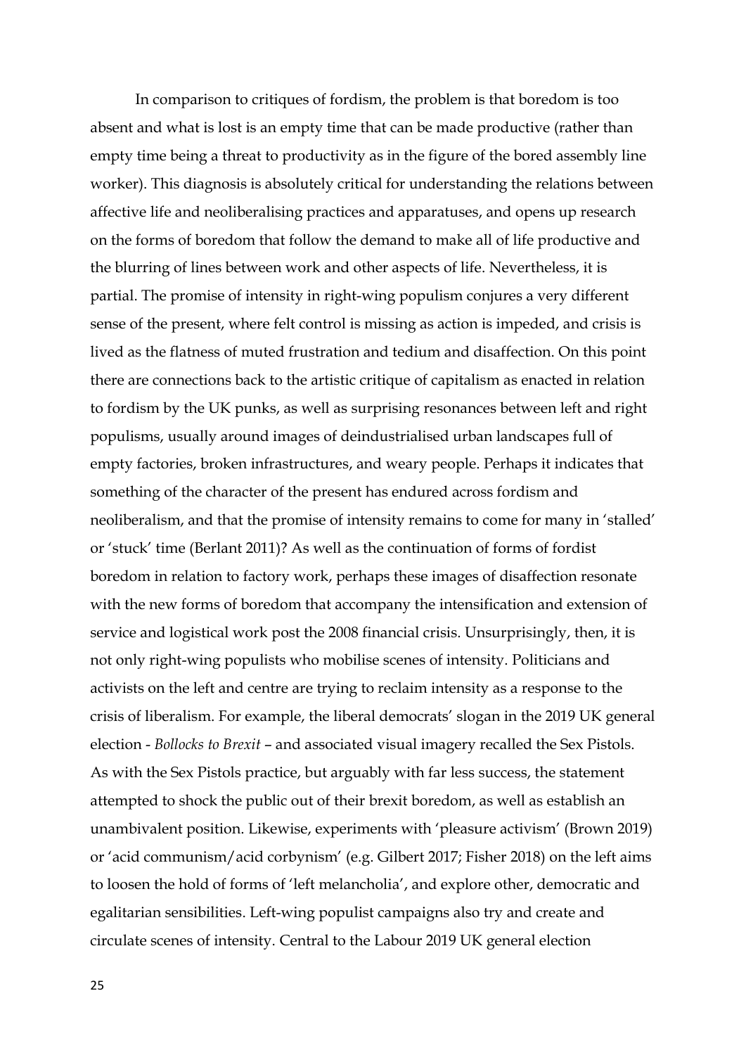In comparison to critiques of fordism, the problem is that boredom is too absent and what is lost is an empty time that can be made productive (rather than empty time being a threat to productivity as in the figure of the bored assembly line worker). This diagnosis is absolutely critical for understanding the relations between affective life and neoliberalising practices and apparatuses, and opens up research on the forms of boredom that follow the demand to make all of life productive and the blurring of lines between work and other aspects of life. Nevertheless, it is partial. The promise of intensity in right-wing populism conjures a very different sense of the present, where felt control is missing as action is impeded, and crisis is lived as the flatness of muted frustration and tedium and disaffection. On this point there are connections back to the artistic critique of capitalism as enacted in relation to fordism by the UK punks, as well as surprising resonances between left and right populisms, usually around images of deindustrialised urban landscapes full of empty factories, broken infrastructures, and weary people. Perhaps it indicates that something of the character of the present has endured across fordism and neoliberalism, and that the promise of intensity remains to come for many in 'stalled' or 'stuck' time (Berlant 2011)? As well as the continuation of forms of fordist boredom in relation to factory work, perhaps these images of disaffection resonate with the new forms of boredom that accompany the intensification and extension of service and logistical work post the 2008 financial crisis. Unsurprisingly, then, it is not only right-wing populists who mobilise scenes of intensity. Politicians and activists on the left and centre are trying to reclaim intensity as a response to the crisis of liberalism. For example, the liberal democrats' slogan in the 2019 UK general election - *Bollocks to Brexit* – and associated visual imagery recalled the Sex Pistols. As with the Sex Pistols practice, but arguably with far less success, the statement attempted to shock the public out of their brexit boredom, as well as establish an unambivalent position. Likewise, experiments with 'pleasure activism' (Brown 2019) or 'acid communism/acid corbynism' (e.g. Gilbert 2017; Fisher 2018) on the left aims to loosen the hold of forms of 'left melancholia', and explore other, democratic and egalitarian sensibilities. Left-wing populist campaigns also try and create and circulate scenes of intensity. Central to the Labour 2019 UK general election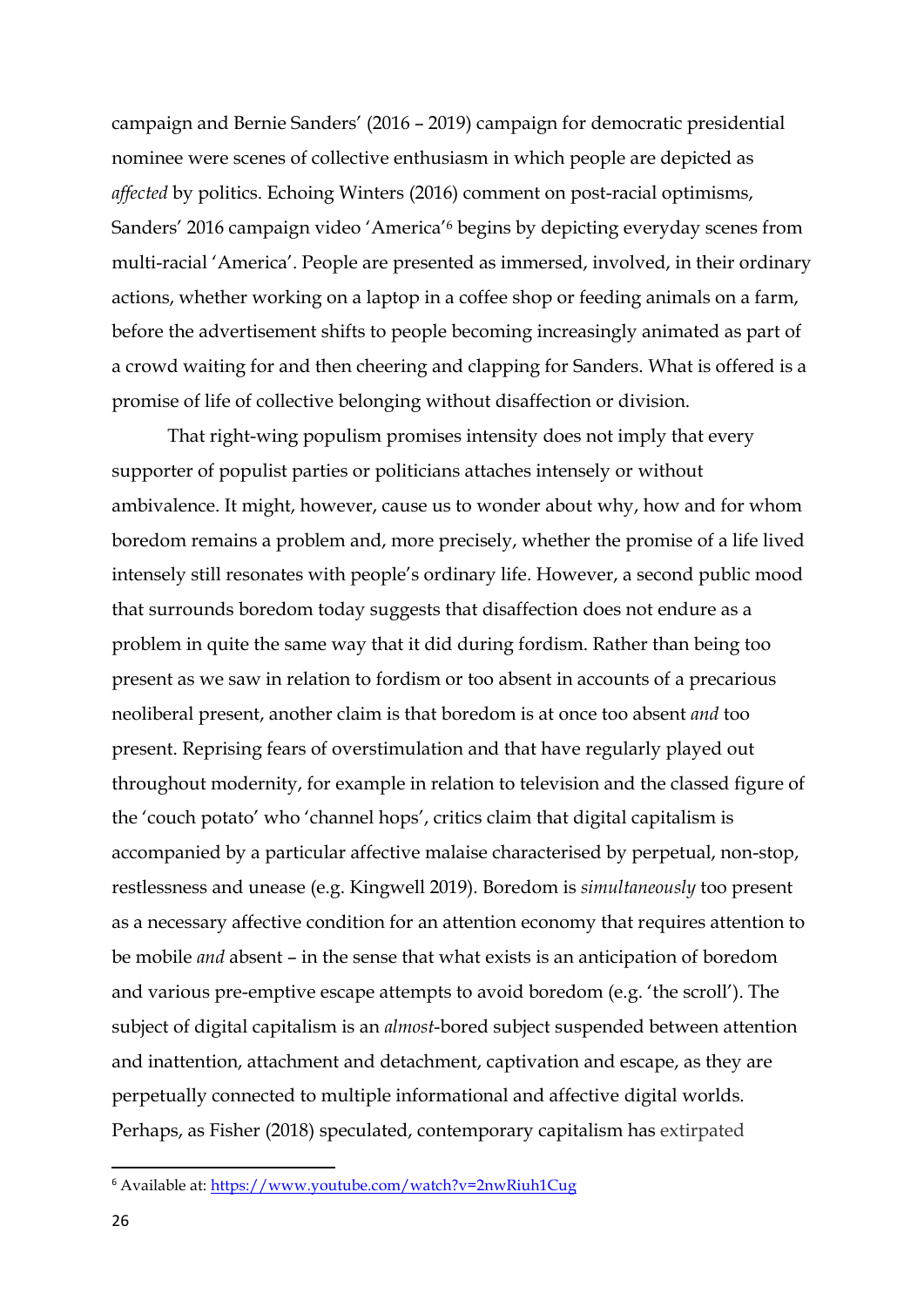campaign and Bernie Sanders' (2016 – 2019) campaign for democratic presidential nominee were scenes of collective enthusiasm in which people are depicted as *affected* by politics. Echoing Winters (2016) comment on post-racial optimisms, Sanders' 2016 campaign video 'America'[6] begins by depicting everyday scenes from multi-racial 'America'. People are presented as immersed, involved, in their ordinary actions, whether working on a laptop in a coffee shop or feeding animals on a farm, before the advertisement shifts to people becoming increasingly animated as part of a crowd waiting for and then cheering and clapping for Sanders. What is offered is a promise of life of collective belonging without disaffection or division.

That right-wing populism promises intensity does not imply that every supporter of populist parties or politicians attaches intensely or without ambivalence. It might, however, cause us to wonder about why, how and for whom boredom remains a problem and, more precisely, whether the promise of a life lived intensely still resonates with people's ordinary life. However, a second public mood that surrounds boredom today suggests that disaffection does not endure as a problem in quite the same way that it did during fordism. Rather than being too present as we saw in relation to fordism or too absent in accounts of a precarious neoliberal present, another claim is that boredom is at once too absent *and* too present. Reprising fears of overstimulation and that have regularly played out throughout modernity, for example in relation to television and the classed figure of the 'couch potato' who 'channel hops', critics claim that digital capitalism is accompanied by a particular affective malaise characterised by perpetual, non-stop, restlessness and unease (e.g. Kingwell 2019). Boredom is *simultaneously* too present as a necessary affective condition for an attention economy that requires attention to be mobile *and* absent – in the sense that what exists is an anticipation of boredom and various pre-emptive escape attempts to avoid boredom (e.g. 'the scroll'). The subject of digital capitalism is an *almost*-bored subject suspended between attention and inattention, attachment and detachment, captivation and escape, as they are perpetually connected to multiple informational and affective digital worlds. Perhaps, as Fisher (2018) speculated, contemporary capitalism has extirpated

[6] Available at: https://www.youtube.com/watch?v=2nwRiuh1Cug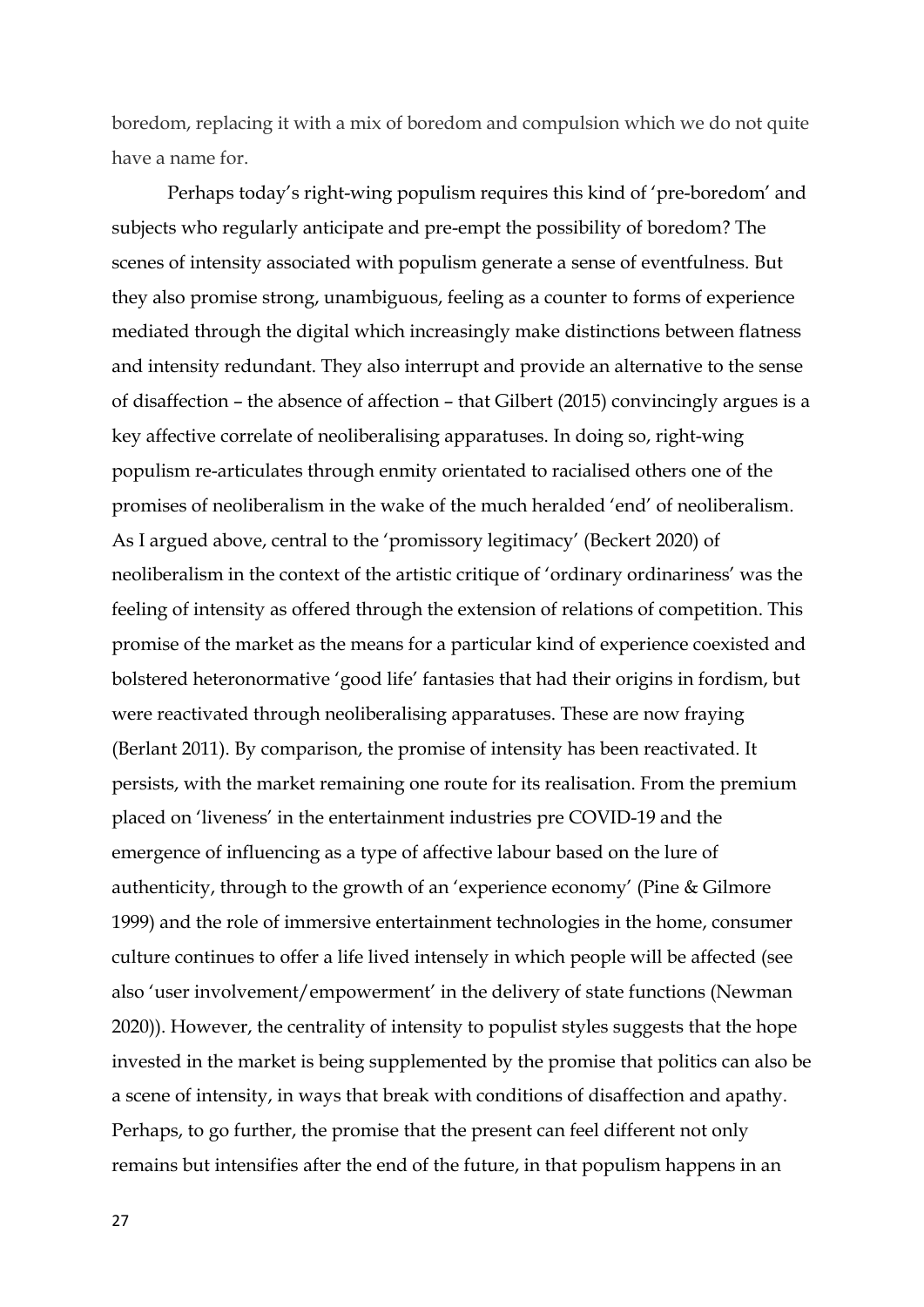boredom, replacing it with a mix of boredom and compulsion which we do not quite have a name for.

Perhaps today's right-wing populism requires this kind of 'pre-boredom' and subjects who regularly anticipate and pre-empt the possibility of boredom? The scenes of intensity associated with populism generate a sense of eventfulness. But they also promise strong, unambiguous, feeling as a counter to forms of experience mediated through the digital which increasingly make distinctions between flatness and intensity redundant. They also interrupt and provide an alternative to the sense of disaffection – the absence of affection – that Gilbert (2015) convincingly argues is a key affective correlate of neoliberalising apparatuses. In doing so, right-wing populism re-articulates through enmity orientated to racialised others one of the promises of neoliberalism in the wake of the much heralded 'end' of neoliberalism. As I argued above, central to the 'promissory legitimacy' (Beckert 2020) of neoliberalism in the context of the artistic critique of 'ordinary ordinariness' was the feeling of intensity as offered through the extension of relations of competition. This promise of the market as the means for a particular kind of experience coexisted and bolstered heteronormative 'good life' fantasies that had their origins in fordism, but were reactivated through neoliberalising apparatuses. These are now fraying (Berlant 2011). By comparison, the promise of intensity has been reactivated. It persists, with the market remaining one route for its realisation. From the premium placed on 'liveness' in the entertainment industries pre COVID-19 and the emergence of influencing as a type of affective labour based on the lure of authenticity, through to the growth of an 'experience economy' (Pine & Gilmore 1999) and the role of immersive entertainment technologies in the home, consumer culture continues to offer a life lived intensely in which people will be affected (see also 'user involvement/empowerment' in the delivery of state functions (Newman 2020)). However, the centrality of intensity to populist styles suggests that the hope invested in the market is being supplemented by the promise that politics can also be a scene of intensity, in ways that break with conditions of disaffection and apathy. Perhaps, to go further, the promise that the present can feel different not only remains but intensifies after the end of the future, in that populism happens in an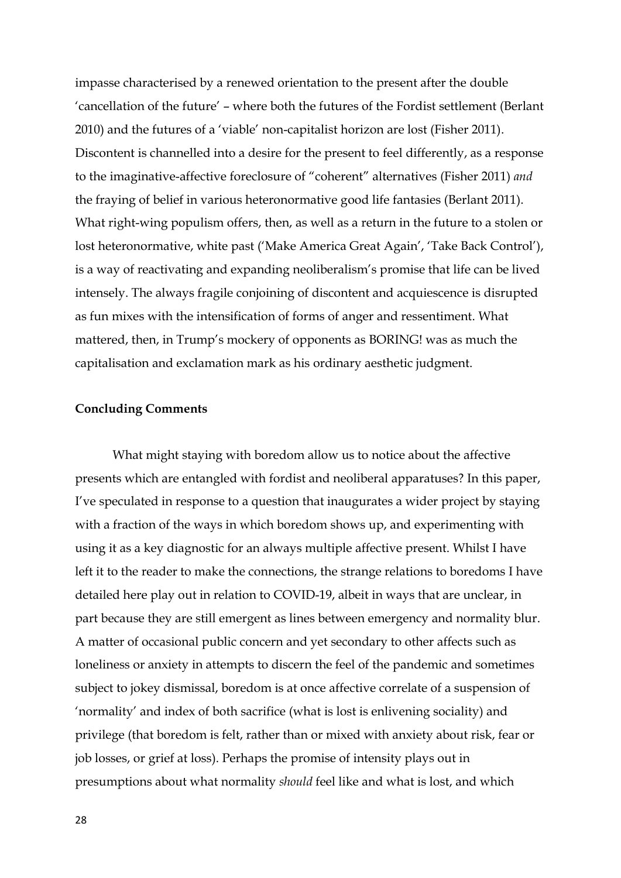impasse characterised by a renewed orientation to the present after the double 'cancellation of the future' – where both the futures of the Fordist settlement (Berlant 2010) and the futures of a 'viable' non-capitalist horizon are lost (Fisher 2011). Discontent is channelled into a desire for the present to feel differently, as a response to the imaginative-affective foreclosure of "coherent" alternatives (Fisher 2011) *and* the fraying of belief in various heteronormative good life fantasies (Berlant 2011). What right-wing populism offers, then, as well as a return in the future to a stolen or lost heteronormative, white past ('Make America Great Again', 'Take Back Control'), is a way of reactivating and expanding neoliberalism's promise that life can be lived intensely. The always fragile conjoining of discontent and acquiescence is disrupted as fun mixes with the intensification of forms of anger and ressentiment. What mattered, then, in Trump's mockery of opponents as BORING! was as much the capitalisation and exclamation mark as his ordinary aesthetic judgment.

**Concluding Comments**

What might staying with boredom allow us to notice about the affective presents which are entangled with fordist and neoliberal apparatuses? In this paper, I've speculated in response to a question that inaugurates a wider project by staying with a fraction of the ways in which boredom shows up, and experimenting with using it as a key diagnostic for an always multiple affective present. Whilst I have left it to the reader to make the connections, the strange relations to boredoms I have detailed here play out in relation to COVID-19, albeit in ways that are unclear, in part because they are still emergent as lines between emergency and normality blur. A matter of occasional public concern and yet secondary to other affects such as loneliness or anxiety in attempts to discern the feel of the pandemic and sometimes subject to jokey dismissal, boredom is at once affective correlate of a suspension of 'normality' and index of both sacrifice (what is lost is enlivening sociality) and privilege (that boredom is felt, rather than or mixed with anxiety about risk, fear or job losses, or grief at loss). Perhaps the promise of intensity plays out in presumptions about what normality *should* feel like and what is lost, and which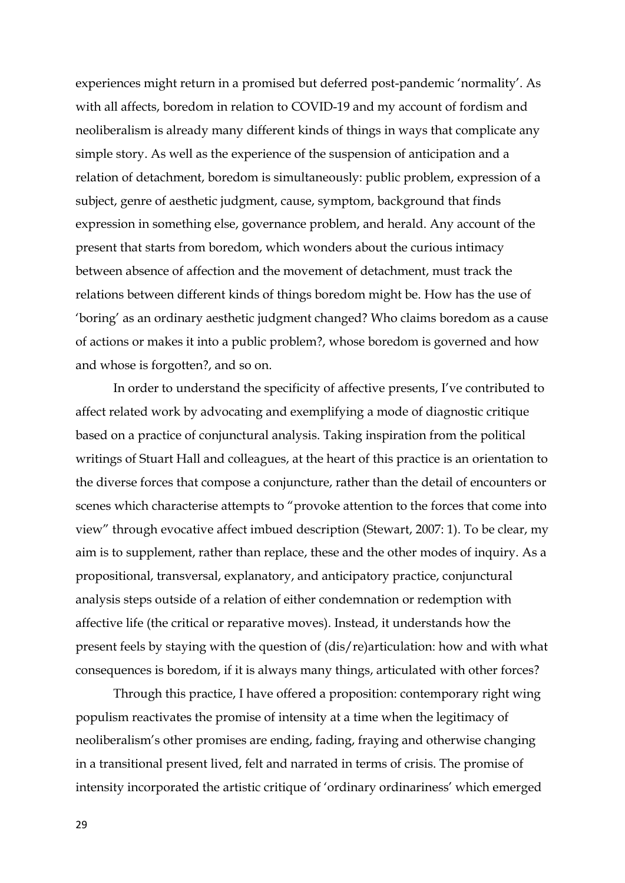experiences might return in a promised but deferred post-pandemic 'normality'. As with all affects, boredom in relation to COVID-19 and my account of fordism and neoliberalism is already many different kinds of things in ways that complicate any simple story. As well as the experience of the suspension of anticipation and a relation of detachment, boredom is simultaneously: public problem, expression of a subject, genre of aesthetic judgment, cause, symptom, background that finds expression in something else, governance problem, and herald. Any account of the present that starts from boredom, which wonders about the curious intimacy between absence of affection and the movement of detachment, must track the relations between different kinds of things boredom might be. How has the use of 'boring' as an ordinary aesthetic judgment changed? Who claims boredom as a cause of actions or makes it into a public problem?, whose boredom is governed and how and whose is forgotten?, and so on.

In order to understand the specificity of affective presents, I've contributed to affect related work by advocating and exemplifying a mode of diagnostic critique based on a practice of conjunctural analysis. Taking inspiration from the political writings of Stuart Hall and colleagues, at the heart of this practice is an orientation to the diverse forces that compose a conjuncture, rather than the detail of encounters or scenes which characterise attempts to "provoke attention to the forces that come into view" through evocative affect imbued description (Stewart, 2007: 1). To be clear, my aim is to supplement, rather than replace, these and the other modes of inquiry. As a propositional, transversal, explanatory, and anticipatory practice, conjunctural analysis steps outside of a relation of either condemnation or redemption with affective life (the critical or reparative moves). Instead, it understands how the present feels by staying with the question of (dis/re)articulation: how and with what consequences is boredom, if it is always many things, articulated with other forces?

Through this practice, I have offered a proposition: contemporary right wing populism reactivates the promise of intensity at a time when the legitimacy of neoliberalism's other promises are ending, fading, fraying and otherwise changing in a transitional present lived, felt and narrated in terms of crisis. The promise of intensity incorporated the artistic critique of 'ordinary ordinariness' which emerged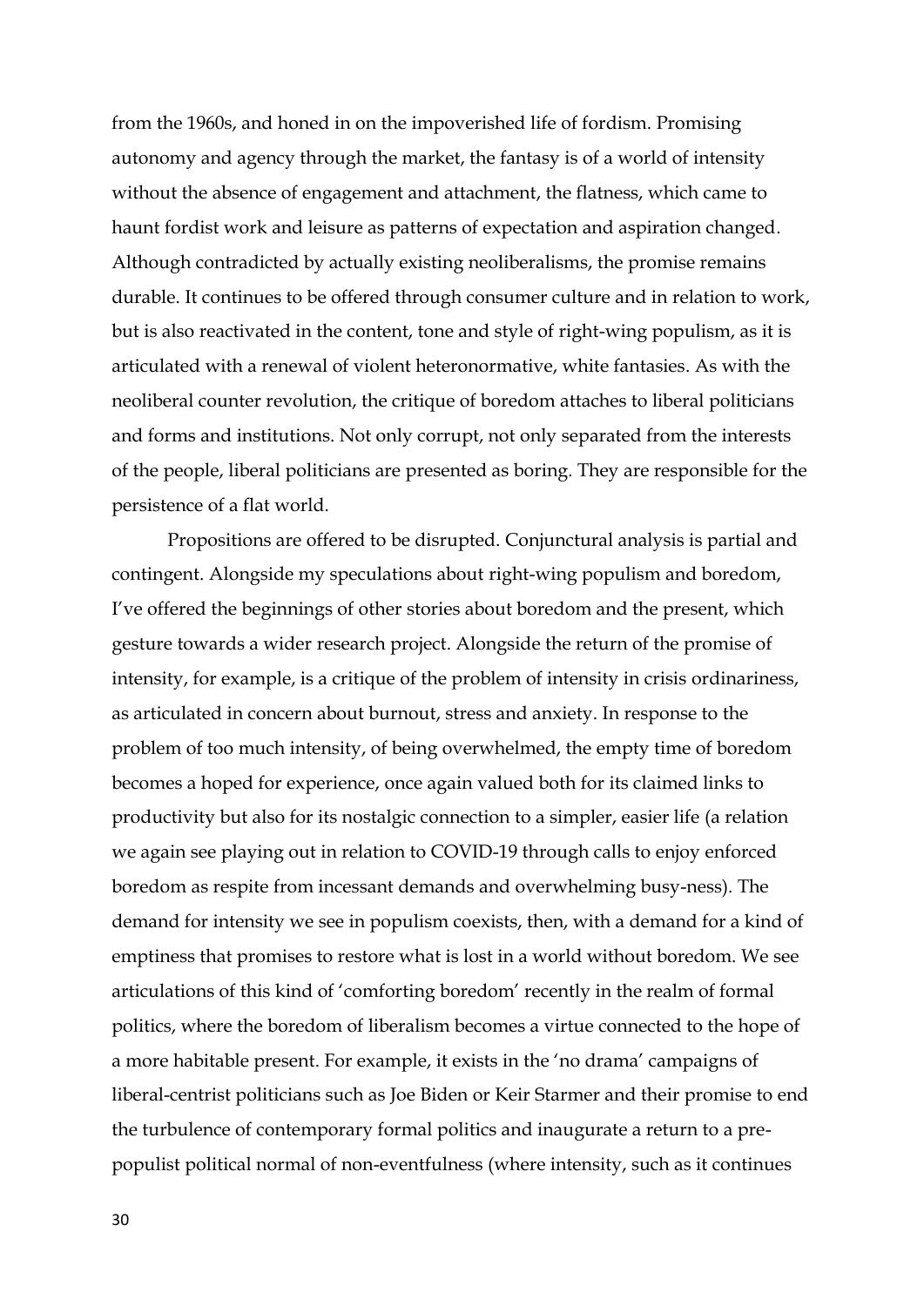from the 1960s, and honed in on the impoverished life of fordism. Promising autonomy and agency through the market, the fantasy is of a world of intensity without the absence of engagement and attachment, the flatness, which came to haunt fordist work and leisure as patterns of expectation and aspiration changed. Although contradicted by actually existing neoliberalisms, the promise remains durable. It continues to be offered through consumer culture and in relation to work, but is also reactivated in the content, tone and style of right-wing populism, as it is articulated with a renewal of violent heteronormative, white fantasies. As with the neoliberal counter revolution, the critique of boredom attaches to liberal politicians and forms and institutions. Not only corrupt, not only separated from the interests of the people, liberal politicians are presented as boring. They are responsible for the persistence of a flat world.

Propositions are offered to be disrupted. Conjunctural analysis is partial and contingent. Alongside my speculations about right-wing populism and boredom, I've offered the beginnings of other stories about boredom and the present, which gesture towards a wider research project. Alongside the return of the promise of intensity, for example, is a critique of the problem of intensity in crisis ordinariness, as articulated in concern about burnout, stress and anxiety. In response to the problem of too much intensity, of being overwhelmed, the empty time of boredom becomes a hoped for experience, once again valued both for its claimed links to productivity but also for its nostalgic connection to a simpler, easier life (a relation we again see playing out in relation to COVID-19 through calls to enjoy enforced boredom as respite from incessant demands and overwhelming busy-ness). The demand for intensity we see in populism coexists, then, with a demand for a kind of emptiness that promises to restore what is lost in a world without boredom. We see articulations of this kind of 'comforting boredom' recently in the realm of formal politics, where the boredom of liberalism becomes a virtue connected to the hope of a more habitable present. For example, it exists in the 'no drama' campaigns of liberal-centrist politicians such as Joe Biden or Keir Starmer and their promise to end the turbulence of contemporary formal politics and inaugurate a return to a pre-populist political normal of non-eventfulness (where intensity, such as it continues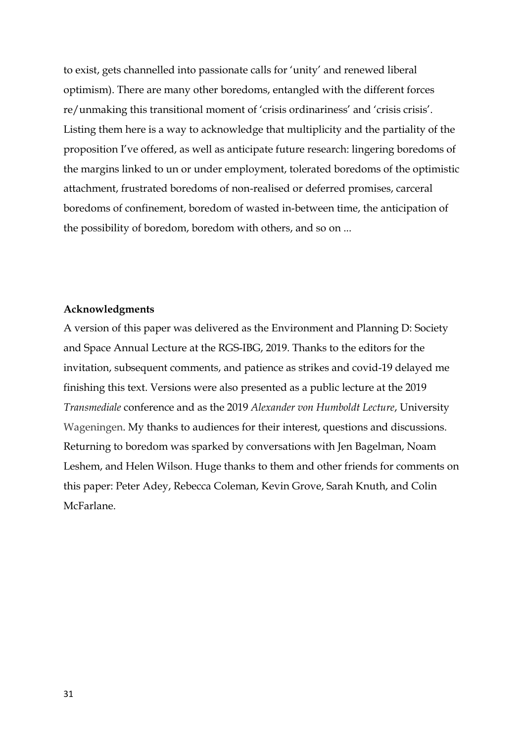to exist, gets channelled into passionate calls for 'unity' and renewed liberal optimism). There are many other boredoms, entangled with the different forces re/unmaking this transitional moment of 'crisis ordinariness' and 'crisis crisis'. Listing them here is a way to acknowledge that multiplicity and the partiality of the proposition I've offered, as well as anticipate future research: lingering boredoms of the margins linked to un or under employment, tolerated boredoms of the optimistic attachment, frustrated boredoms of non-realised or deferred promises, carceral boredoms of confinement, boredom of wasted in-between time, the anticipation of the possibility of boredom, boredom with others, and so on ...

## Acknowledgments

A version of this paper was delivered as the Environment and Planning D: Society and Space Annual Lecture at the RGS-IBG, 2019. Thanks to the editors for the invitation, subsequent comments, and patience as strikes and covid-19 delayed me finishing this text. Versions were also presented as a public lecture at the 2019 *Transmediale* conference and as the 2019 *Alexander von Humboldt Lecture*, University Wageningen. My thanks to audiences for their interest, questions and discussions. Returning to boredom was sparked by conversations with Jen Bagelman, Noam Leshem, and Helen Wilson. Huge thanks to them and other friends for comments on this paper: Peter Adey, Rebecca Coleman, Kevin Grove, Sarah Knuth, and Colin McFarlane.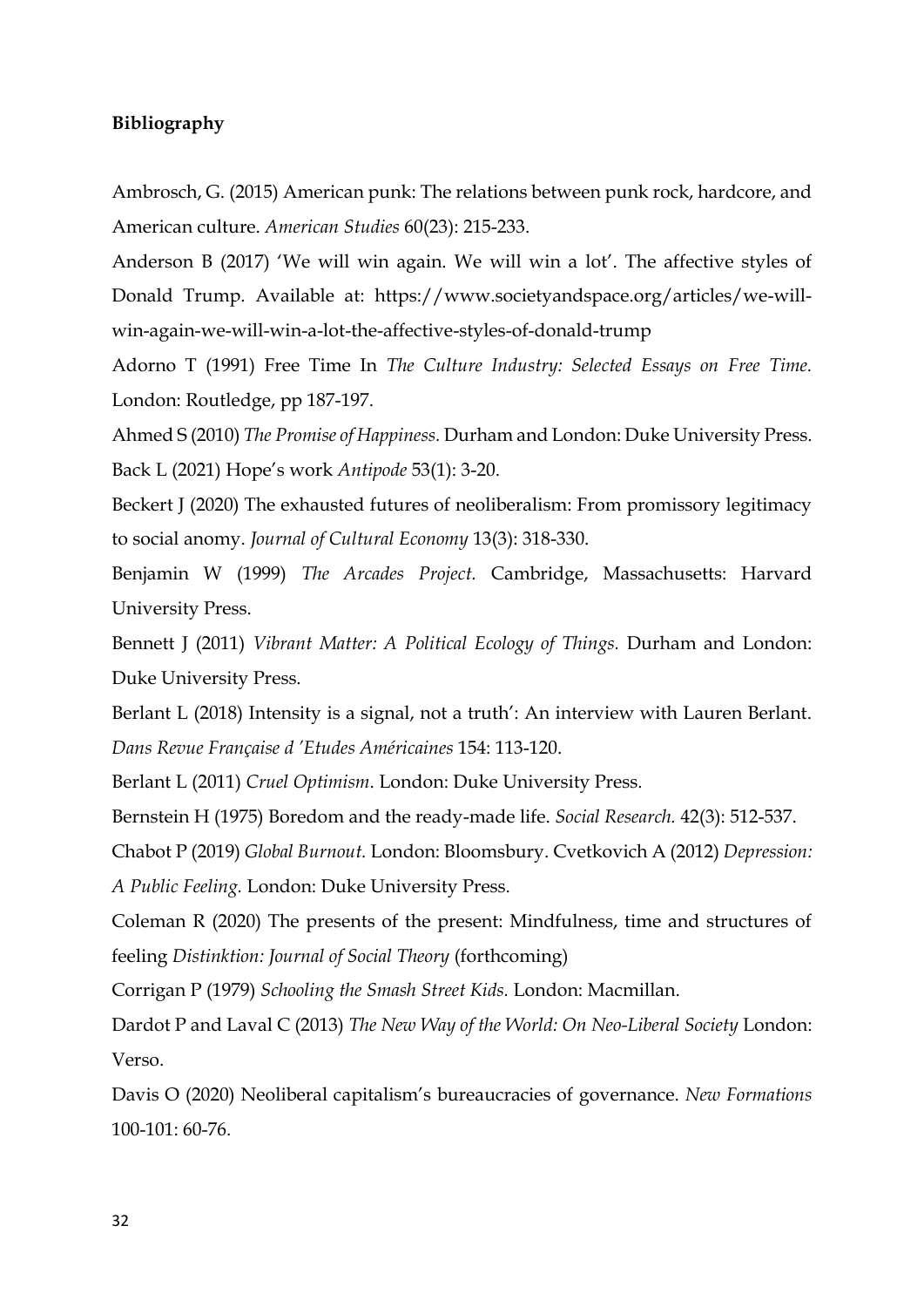**Bibliography**

Ambrosch, G. (2015) American punk: The relations between punk rock, hardcore, and American culture. *American Studies* 60(23): 215-233.

Anderson B (2017) 'We will win again. We will win a lot'. The affective styles of Donald Trump. Available at: https://www.societyandspace.org/articles/we-will-win-again-we-will-win-a-lot-the-affective-styles-of-donald-trump

Adorno T (1991) Free Time In *The Culture Industry: Selected Essays on Free Time.* London: Routledge, pp 187-197.

Ahmed S (2010) *The Promise of Happiness.* Durham and London: Duke University Press.

Back L (2021) Hope's work *Antipode* 53(1): 3-20.

Beckert J (2020) The exhausted futures of neoliberalism: From promissory legitimacy to social anomy. *Journal of Cultural Economy* 13(3): 318-330.

Benjamin W (1999) *The Arcades Project.* Cambridge, Massachusetts: Harvard University Press.

Bennett J (2011) *Vibrant Matter: A Political Ecology of Things.* Durham and London: Duke University Press.

Berlant L (2018) Intensity is a signal, not a truth': An interview with Lauren Berlant. *Dans Revue Française d 'Etudes Américaines* 154: 113-120.

Berlant L (2011) *Cruel Optimism*. London: Duke University Press.

Bernstein H (1975) Boredom and the ready-made life. *Social Research.* 42(3): 512-537.

Chabot P (2019) *Global Burnout.* London: Bloomsbury. Cvetkovich A (2012) *Depression: A Public Feeling.* London: Duke University Press.

Coleman R (2020) The presents of the present: Mindfulness, time and structures of feeling *Distinktion: Journal of Social Theory* (forthcoming)

Corrigan P (1979) *Schooling the Smash Street Kids.* London: Macmillan.

Dardot P and Laval C (2013) *The New Way of the World: On Neo-Liberal Society* London: Verso.

Davis O (2020) Neoliberal capitalism's bureaucracies of governance. *New Formations* 100-101: 60-76.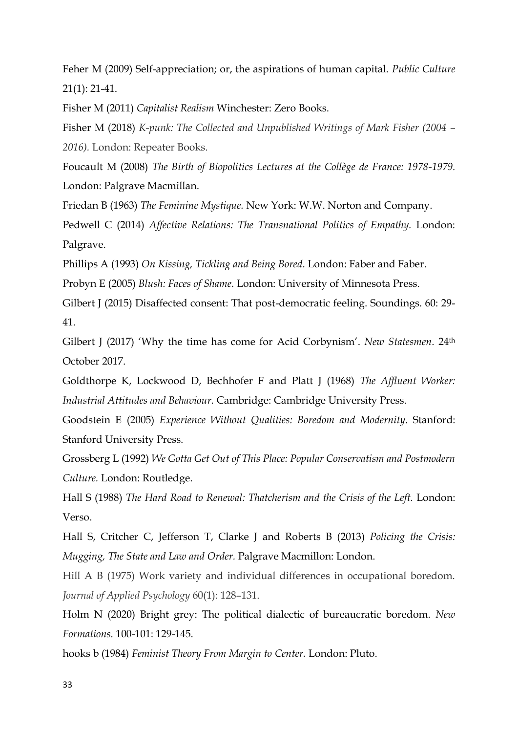Feher M (2009) Self-appreciation; or, the aspirations of human capital. *Public Culture* 21(1): 21-41.

Fisher M (2011) *Capitalist Realism* Winchester: Zero Books.

Fisher M (2018) *K-punk: The Collected and Unpublished Writings of Mark Fisher (2004 – 2016).* London: Repeater Books.

Foucault M (2008) *The Birth of Biopolitics Lectures at the Collège de France: 1978-1979.* London: Palgrave Macmillan.

Friedan B (1963) *The Feminine Mystique.* New York: W.W. Norton and Company.

Pedwell C (2014) *Affective Relations: The Transnational Politics of Empathy.* London: Palgrave.

Phillips A (1993) *On Kissing, Tickling and Being Bored*. London: Faber and Faber.

Probyn E (2005) *Blush: Faces of Shame.* London: University of Minnesota Press.

Gilbert J (2015) Disaffected consent: That post-democratic feeling. Soundings. 60: 29-41.

Gilbert J (2017) 'Why the time has come for Acid Corbynism'. *New Statesmen*. 24th October 2017.

Goldthorpe K, Lockwood D, Bechhofer F and Platt J (1968) *The Affluent Worker: Industrial Attitudes and Behaviour.* Cambridge: Cambridge University Press.

Goodstein E (2005) *Experience Without Qualities: Boredom and Modernity.* Stanford: Stanford University Press.

Grossberg L (1992) *We Gotta Get Out of This Place: Popular Conservatism and Postmodern Culture.* London: Routledge.

Hall S (1988) *The Hard Road to Renewal: Thatcherism and the Crisis of the Left.* London: Verso.

Hall S, Critcher C, Jefferson T, Clarke J and Roberts B (2013) *Policing the Crisis: Mugging, The State and Law and Order.* Palgrave Macmillon: London.

Hill A B (1975) Work variety and individual differences in occupational boredom. *Journal of Applied Psychology* 60(1): 128–131.

Holm N (2020) Bright grey: The political dialectic of bureaucratic boredom. *New Formations.* 100-101: 129-145.

hooks b (1984) *Feminist Theory From Margin to Center.* London: Pluto.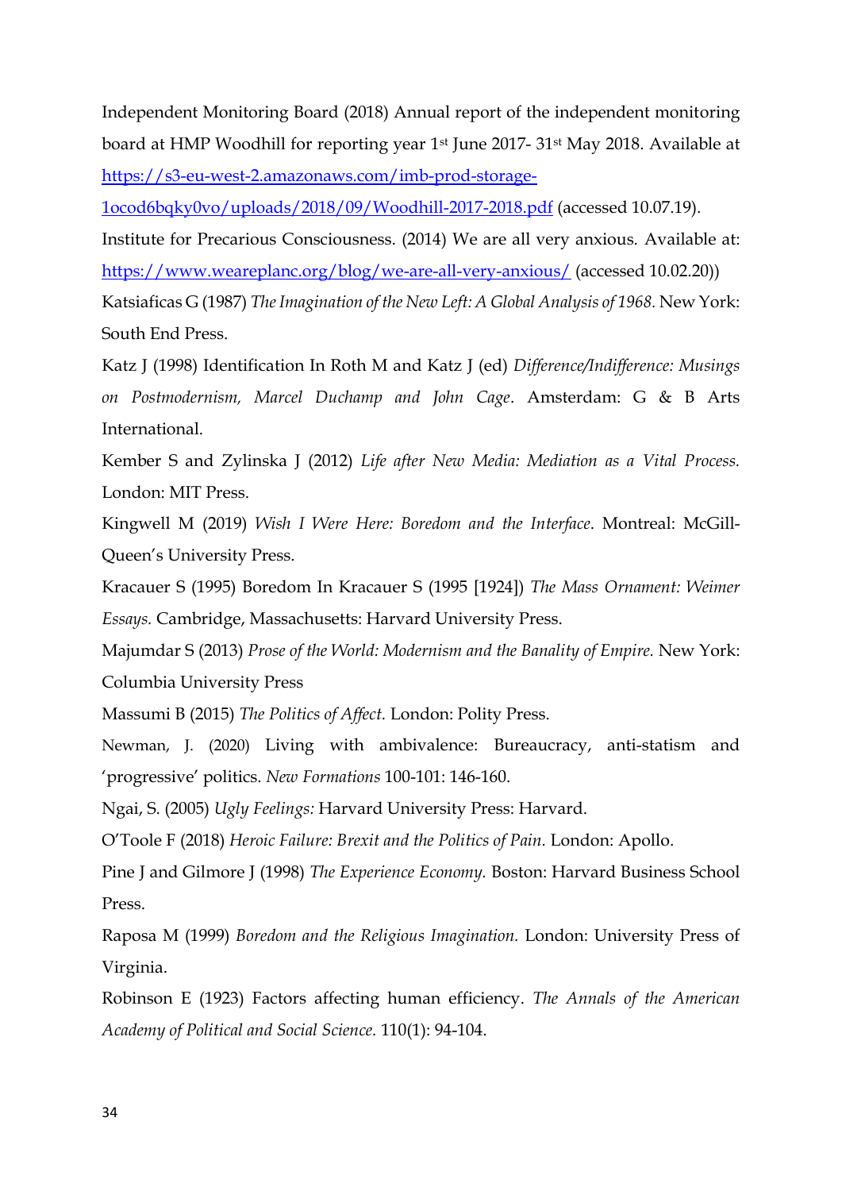Independent Monitoring Board (2018) Annual report of the independent monitoring board at HMP Woodhill for reporting year 1st June 2017- 31st May 2018. Available at https://s3-eu-west-2.amazonaws.com/imb-prod-storage-1ocod6bqky0vo/uploads/2018/09/Woodhill-2017-2018.pdf (accessed 10.07.19).

Institute for Precarious Consciousness. (2014) We are all very anxious. Available at: https://www.weareplanc.org/blog/we-are-all-very-anxious/ (accessed 10.02.20))

Katsiaficas G (1987) *The Imagination of the New Left: A Global Analysis of 1968.* New York: South End Press.

Katz J (1998) Identification In Roth M and Katz J (ed) *Difference/Indifference: Musings on Postmodernism, Marcel Duchamp and John Cage*. Amsterdam: G & B Arts International.

Kember S and Zylinska J (2012) *Life after New Media: Mediation as a Vital Process.* London: MIT Press.

Kingwell M (2019) *Wish I Were Here: Boredom and the Interface*. Montreal: McGill-Queen's University Press.

Kracauer S (1995) Boredom In Kracauer S (1995 [1924]) *The Mass Ornament: Weimer Essays.* Cambridge, Massachusetts: Harvard University Press.

Majumdar S (2013) *Prose of the World: Modernism and the Banality of Empire.* New York: Columbia University Press

Massumi B (2015) *The Politics of Affect.* London: Polity Press.

Newman, J. (2020) Living with ambivalence: Bureaucracy, anti-statism and 'progressive' politics. *New Formations* 100-101: 146-160.

Ngai, S. (2005) *Ugly Feelings:* Harvard University Press: Harvard.

O'Toole F (2018) *Heroic Failure: Brexit and the Politics of Pain.* London: Apollo.

Pine J and Gilmore J (1998) *The Experience Economy.* Boston: Harvard Business School Press.

Raposa M (1999) *Boredom and the Religious Imagination.* London: University Press of Virginia.

Robinson E (1923) Factors affecting human efficiency. *The Annals of the American Academy of Political and Social Science.* 110(1): 94-104.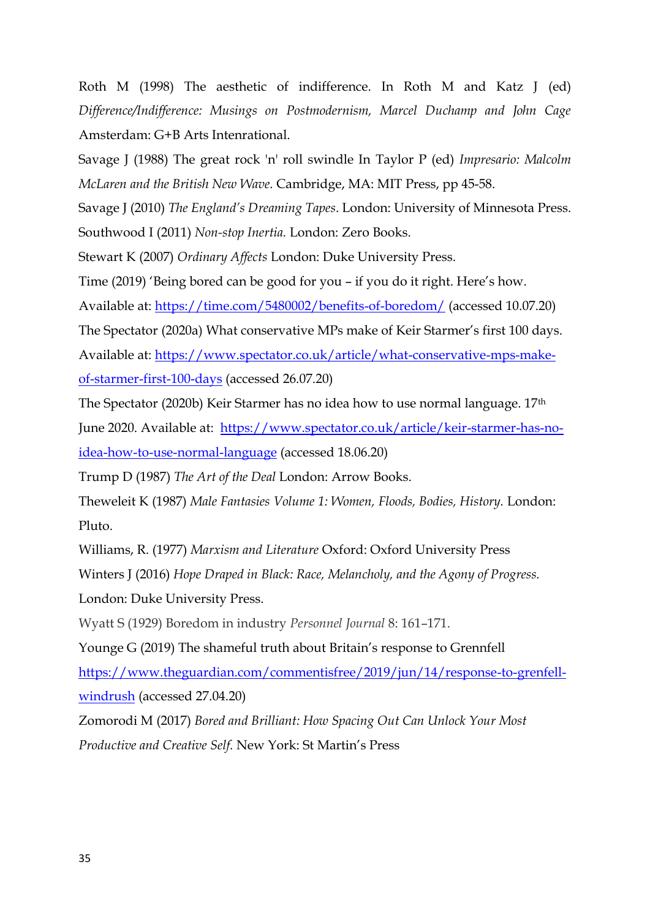Roth M (1998) The aesthetic of indifference. In Roth M and Katz J (ed) *Difference/Indifference: Musings on Postmodernism, Marcel Duchamp and John Cage* Amsterdam: G+B Arts Intenrational.

Savage J (1988) The great rock 'n' roll swindle In Taylor P (ed) *Impresario: Malcolm McLaren and the British New Wave.* Cambridge, MA: MIT Press, pp 45-58.

Savage J (2010) *The England's Dreaming Tapes*. London: University of Minnesota Press.

Southwood I (2011) *Non-stop Inertia.* London: Zero Books.

Stewart K (2007) *Ordinary Affects* London: Duke University Press.

Time (2019) 'Being bored can be good for you – if you do it right. Here's how. Available at: https://time.com/5480002/benefits-of-boredom/ (accessed 10.07.20)

The Spectator (2020a) What conservative MPs make of Keir Starmer's first 100 days. Available at: https://www.spectator.co.uk/article/what-conservative-mps-make-of-starmer-first-100-days (accessed 26.07.20)

The Spectator (2020b) Keir Starmer has no idea how to use normal language. 17th June 2020. Available at: https://www.spectator.co.uk/article/keir-starmer-has-no-idea-how-to-use-normal-language (accessed 18.06.20)

Trump D (1987) *The Art of the Deal* London: Arrow Books.

Theweleit K (1987) *Male Fantasies Volume 1: Women, Floods, Bodies, History.* London: Pluto.

Williams, R. (1977) *Marxism and Literature* Oxford: Oxford University Press

Winters J (2016) *Hope Draped in Black: Race, Melancholy, and the Agony of Progress.* London: Duke University Press.

Wyatt S (1929) Boredom in industry *Personnel Journal* 8: 161–171.

Younge G (2019) The shameful truth about Britain's response to Grennfell https://www.theguardian.com/commentisfree/2019/jun/14/response-to-grenfell-windrush (accessed 27.04.20)

Zomorodi M (2017) *Bored and Brilliant: How Spacing Out Can Unlock Your Most Productive and Creative Self.* New York: St Martin's Press